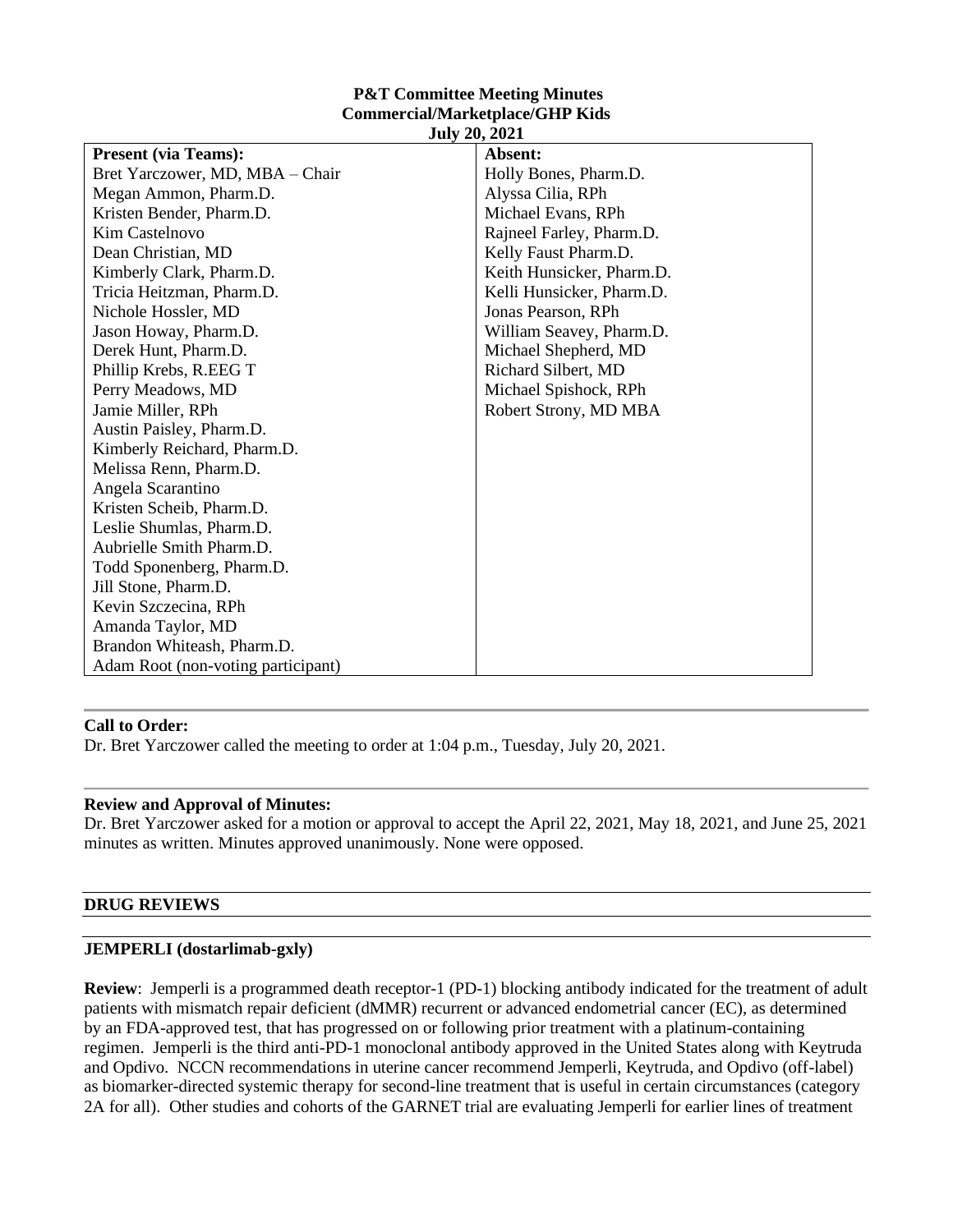**P&T Committee Meeting Minutes**
**Commercial/Marketplace/GHP Kids**
**July 20, 2021**

| **Present (via Teams):** | **Absent:** |
|---|---|
| Bret Yarczower, MD, MBA – Chair | Holly Bones, Pharm.D. |
| Megan Ammon, Pharm.D. | Alyssa Cilia, RPh |
| Kristen Bender, Pharm.D. | Michael Evans, RPh |
| Kim Castelnovo | Rajneel Farley, Pharm.D. |
| Dean Christian, MD | Kelly Faust Pharm.D. |
| Kimberly Clark, Pharm.D. | Keith Hunsicker, Pharm.D. |
| Tricia Heitzman, Pharm.D. | Kelli Hunsicker, Pharm.D. |
| Nichole Hossler, MD | Jonas Pearson, RPh |
| Jason Howay, Pharm.D. | William Seavey, Pharm.D. |
| Derek Hunt, Pharm.D. | Michael Shepherd, MD |
| Phillip Krebs, R.EEG T | Richard Silbert, MD |
| Perry Meadows, MD | Michael Spishock, RPh |
| Jamie Miller, RPh | Robert Strony, MD MBA |
| Austin Paisley, Pharm.D. | |
| Kimberly Reichard, Pharm.D. | |
| Melissa Renn, Pharm.D. | |
| Angela Scarantino | |
| Kristen Scheib, Pharm.D. | |
| Leslie Shumlas, Pharm.D. | |
| Aubrielle Smith Pharm.D. | |
| Todd Sponenberg, Pharm.D. | |
| Jill Stone, Pharm.D. | |
| Kevin Szczecina, RPh | |
| Amanda Taylor, MD | |
| Brandon Whiteash, Pharm.D. | |
| Adam Root (non-voting participant) | |

**Call to Order:**
Dr. Bret Yarczower called the meeting to order at 1:04 p.m., Tuesday, July 20, 2021.

**Review and Approval of Minutes:**
Dr. Bret Yarczower asked for a motion or approval to accept the April 22, 2021, May 18, 2021, and June 25, 2021 minutes as written. Minutes approved unanimously. None were opposed.

## DRUG REVIEWS

### JEMPERLI (dostarlimab-gxly)

**Review**: Jemperli is a programmed death receptor-1 (PD-1) blocking antibody indicated for the treatment of adult patients with mismatch repair deficient (dMMR) recurrent or advanced endometrial cancer (EC), as determined by an FDA-approved test, that has progressed on or following prior treatment with a platinum-containing regimen. Jemperli is the third anti-PD-1 monoclonal antibody approved in the United States along with Keytruda and Opdivo. NCCN recommendations in uterine cancer recommend Jemperli, Keytruda, and Opdivo (off-label) as biomarker-directed systemic therapy for second-line treatment that is useful in certain circumstances (category 2A for all). Other studies and cohorts of the GARNET trial are evaluating Jemperli for earlier lines of treatment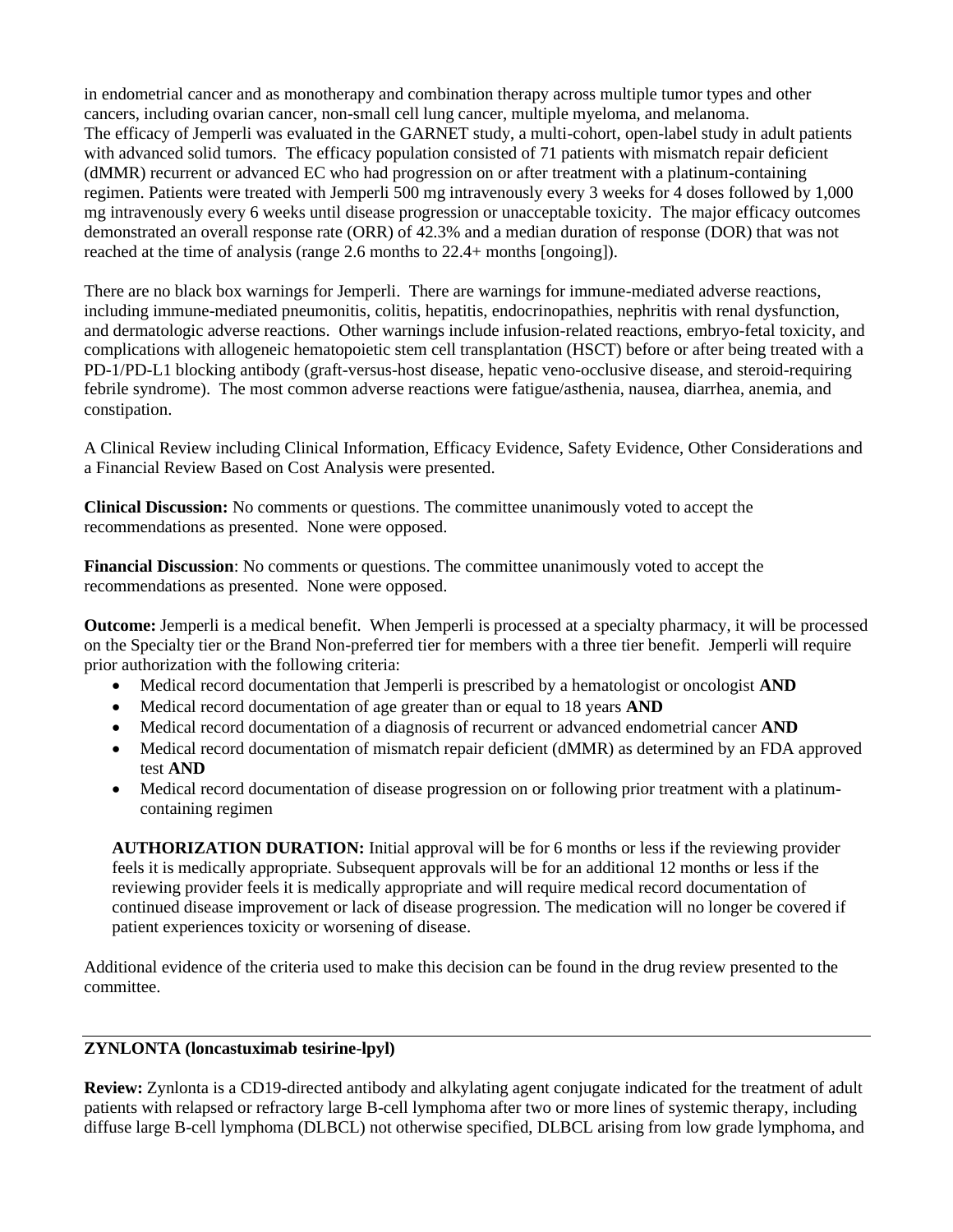in endometrial cancer and as monotherapy and combination therapy across multiple tumor types and other cancers, including ovarian cancer, non-small cell lung cancer, multiple myeloma, and melanoma. The efficacy of Jemperli was evaluated in the GARNET study, a multi-cohort, open-label study in adult patients with advanced solid tumors. The efficacy population consisted of 71 patients with mismatch repair deficient (dMMR) recurrent or advanced EC who had progression on or after treatment with a platinum-containing regimen. Patients were treated with Jemperli 500 mg intravenously every 3 weeks for 4 doses followed by 1,000 mg intravenously every 6 weeks until disease progression or unacceptable toxicity. The major efficacy outcomes demonstrated an overall response rate (ORR) of 42.3% and a median duration of response (DOR) that was not reached at the time of analysis (range 2.6 months to 22.4+ months [ongoing]).

There are no black box warnings for Jemperli. There are warnings for immune-mediated adverse reactions, including immune-mediated pneumonitis, colitis, hepatitis, endocrinopathies, nephritis with renal dysfunction, and dermatologic adverse reactions. Other warnings include infusion-related reactions, embryo-fetal toxicity, and complications with allogeneic hematopoietic stem cell transplantation (HSCT) before or after being treated with a PD-1/PD-L1 blocking antibody (graft-versus-host disease, hepatic veno-occlusive disease, and steroid-requiring febrile syndrome). The most common adverse reactions were fatigue/asthenia, nausea, diarrhea, anemia, and constipation.

A Clinical Review including Clinical Information, Efficacy Evidence, Safety Evidence, Other Considerations and a Financial Review Based on Cost Analysis were presented.

**Clinical Discussion:** No comments or questions. The committee unanimously voted to accept the recommendations as presented. None were opposed.

**Financial Discussion**: No comments or questions. The committee unanimously voted to accept the recommendations as presented. None were opposed.

**Outcome:** Jemperli is a medical benefit. When Jemperli is processed at a specialty pharmacy, it will be processed on the Specialty tier or the Brand Non-preferred tier for members with a three tier benefit. Jemperli will require prior authorization with the following criteria:

- Medical record documentation that Jemperli is prescribed by a hematologist or oncologist **AND**
- Medical record documentation of age greater than or equal to 18 years **AND**
- Medical record documentation of a diagnosis of recurrent or advanced endometrial cancer **AND**
- Medical record documentation of mismatch repair deficient (dMMR) as determined by an FDA approved test **AND**
- Medical record documentation of disease progression on or following prior treatment with a platinum-containing regimen

**AUTHORIZATION DURATION:** Initial approval will be for 6 months or less if the reviewing provider feels it is medically appropriate. Subsequent approvals will be for an additional 12 months or less if the reviewing provider feels it is medically appropriate and will require medical record documentation of continued disease improvement or lack of disease progression. The medication will no longer be covered if patient experiences toxicity or worsening of disease.

Additional evidence of the criteria used to make this decision can be found in the drug review presented to the committee.

---

**ZYNLONTA (loncastuximab tesirine-lpyl)**

**Review:** Zynlonta is a CD19-directed antibody and alkylating agent conjugate indicated for the treatment of adult patients with relapsed or refractory large B-cell lymphoma after two or more lines of systemic therapy, including diffuse large B-cell lymphoma (DLBCL) not otherwise specified, DLBCL arising from low grade lymphoma, and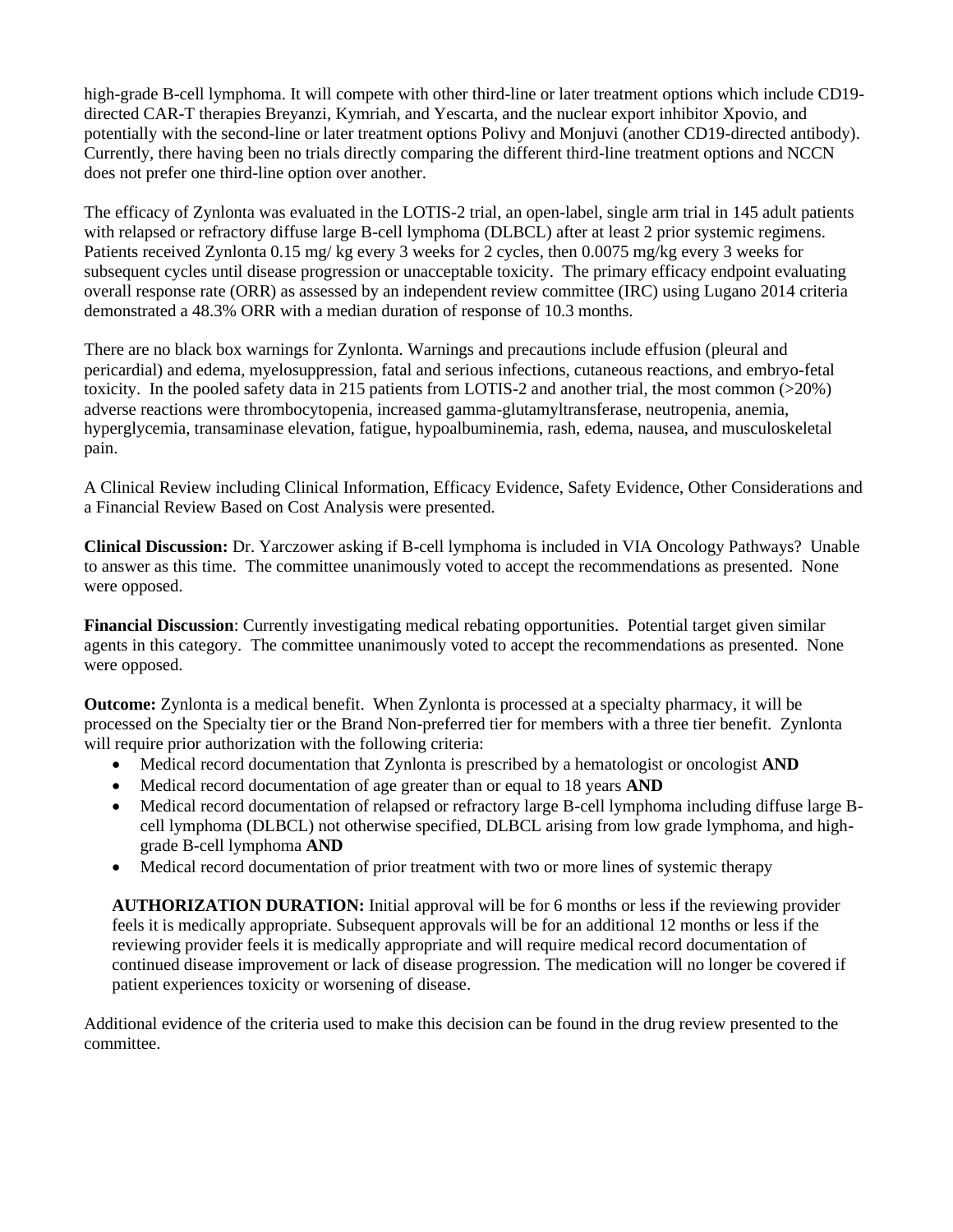high-grade B-cell lymphoma. It will compete with other third-line or later treatment options which include CD19-directed CAR-T therapies Breyanzi, Kymriah, and Yescarta, and the nuclear export inhibitor Xpovio, and potentially with the second-line or later treatment options Polivy and Monjuvi (another CD19-directed antibody). Currently, there having been no trials directly comparing the different third-line treatment options and NCCN does not prefer one third-line option over another.

The efficacy of Zynlonta was evaluated in the LOTIS-2 trial, an open-label, single arm trial in 145 adult patients with relapsed or refractory diffuse large B-cell lymphoma (DLBCL) after at least 2 prior systemic regimens. Patients received Zynlonta 0.15 mg/ kg every 3 weeks for 2 cycles, then 0.0075 mg/kg every 3 weeks for subsequent cycles until disease progression or unacceptable toxicity. The primary efficacy endpoint evaluating overall response rate (ORR) as assessed by an independent review committee (IRC) using Lugano 2014 criteria demonstrated a 48.3% ORR with a median duration of response of 10.3 months.

There are no black box warnings for Zynlonta. Warnings and precautions include effusion (pleural and pericardial) and edema, myelosuppression, fatal and serious infections, cutaneous reactions, and embryo-fetal toxicity. In the pooled safety data in 215 patients from LOTIS-2 and another trial, the most common (>20%) adverse reactions were thrombocytopenia, increased gamma-glutamyltransferase, neutropenia, anemia, hyperglycemia, transaminase elevation, fatigue, hypoalbuminemia, rash, edema, nausea, and musculoskeletal pain.

A Clinical Review including Clinical Information, Efficacy Evidence, Safety Evidence, Other Considerations and a Financial Review Based on Cost Analysis were presented.

**Clinical Discussion:** Dr. Yarczower asking if B-cell lymphoma is included in VIA Oncology Pathways? Unable to answer as this time. The committee unanimously voted to accept the recommendations as presented. None were opposed.

**Financial Discussion**: Currently investigating medical rebating opportunities. Potential target given similar agents in this category. The committee unanimously voted to accept the recommendations as presented. None were opposed.

**Outcome:** Zynlonta is a medical benefit. When Zynlonta is processed at a specialty pharmacy, it will be processed on the Specialty tier or the Brand Non-preferred tier for members with a three tier benefit. Zynlonta will require prior authorization with the following criteria:

- Medical record documentation that Zynlonta is prescribed by a hematologist or oncologist **AND**
- Medical record documentation of age greater than or equal to 18 years **AND**
- Medical record documentation of relapsed or refractory large B-cell lymphoma including diffuse large B-cell lymphoma (DLBCL) not otherwise specified, DLBCL arising from low grade lymphoma, and high-grade B-cell lymphoma **AND**
- Medical record documentation of prior treatment with two or more lines of systemic therapy

**AUTHORIZATION DURATION:** Initial approval will be for 6 months or less if the reviewing provider feels it is medically appropriate. Subsequent approvals will be for an additional 12 months or less if the reviewing provider feels it is medically appropriate and will require medical record documentation of continued disease improvement or lack of disease progression. The medication will no longer be covered if patient experiences toxicity or worsening of disease.

Additional evidence of the criteria used to make this decision can be found in the drug review presented to the committee.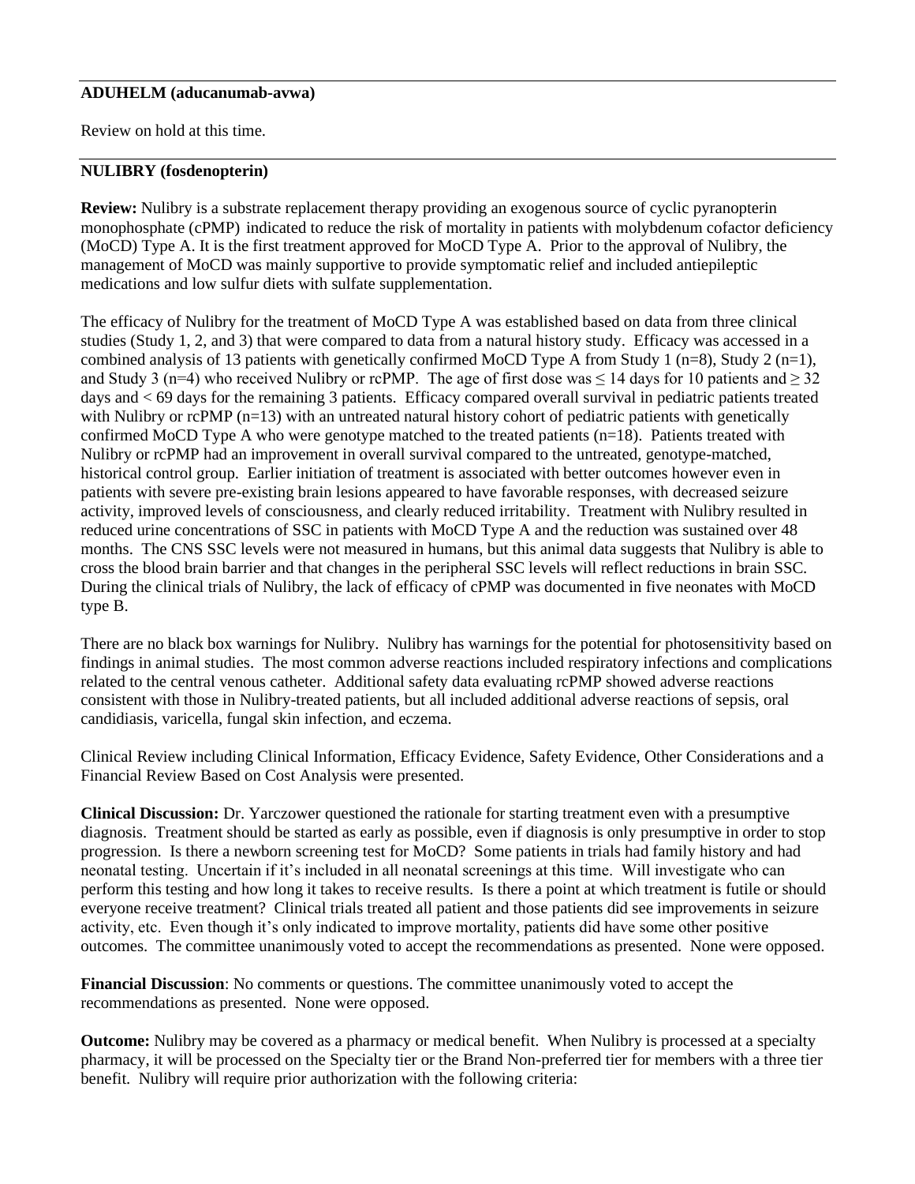**ADUHELM (aducanumab-avwa)**

Review on hold at this time.

---

**NULIBRY (fosdenopterin)**

**Review:** Nulibry is a substrate replacement therapy providing an exogenous source of cyclic pyranopterin monophosphate (cPMP) indicated to reduce the risk of mortality in patients with molybdenum cofactor deficiency (MoCD) Type A. It is the first treatment approved for MoCD Type A. Prior to the approval of Nulibry, the management of MoCD was mainly supportive to provide symptomatic relief and included antiepileptic medications and low sulfur diets with sulfate supplementation.

The efficacy of Nulibry for the treatment of MoCD Type A was established based on data from three clinical studies (Study 1, 2, and 3) that were compared to data from a natural history study. Efficacy was accessed in a combined analysis of 13 patients with genetically confirmed MoCD Type A from Study 1 (n=8), Study 2 (n=1), and Study 3 (n=4) who received Nulibry or rcPMP. The age of first dose was ≤ 14 days for 10 patients and ≥ 32 days and < 69 days for the remaining 3 patients. Efficacy compared overall survival in pediatric patients treated with Nulibry or rcPMP (n=13) with an untreated natural history cohort of pediatric patients with genetically confirmed MoCD Type A who were genotype matched to the treated patients (n=18). Patients treated with Nulibry or rcPMP had an improvement in overall survival compared to the untreated, genotype-matched, historical control group. Earlier initiation of treatment is associated with better outcomes however even in patients with severe pre-existing brain lesions appeared to have favorable responses, with decreased seizure activity, improved levels of consciousness, and clearly reduced irritability. Treatment with Nulibry resulted in reduced urine concentrations of SSC in patients with MoCD Type A and the reduction was sustained over 48 months. The CNS SSC levels were not measured in humans, but this animal data suggests that Nulibry is able to cross the blood brain barrier and that changes in the peripheral SSC levels will reflect reductions in brain SSC. During the clinical trials of Nulibry, the lack of efficacy of cPMP was documented in five neonates with MoCD type B.

There are no black box warnings for Nulibry. Nulibry has warnings for the potential for photosensitivity based on findings in animal studies. The most common adverse reactions included respiratory infections and complications related to the central venous catheter. Additional safety data evaluating rcPMP showed adverse reactions consistent with those in Nulibry-treated patients, but all included additional adverse reactions of sepsis, oral candidiasis, varicella, fungal skin infection, and eczema.

Clinical Review including Clinical Information, Efficacy Evidence, Safety Evidence, Other Considerations and a Financial Review Based on Cost Analysis were presented.

**Clinical Discussion:** Dr. Yarczower questioned the rationale for starting treatment even with a presumptive diagnosis. Treatment should be started as early as possible, even if diagnosis is only presumptive in order to stop progression. Is there a newborn screening test for MoCD? Some patients in trials had family history and had neonatal testing. Uncertain if it's included in all neonatal screenings at this time. Will investigate who can perform this testing and how long it takes to receive results. Is there a point at which treatment is futile or should everyone receive treatment? Clinical trials treated all patient and those patients did see improvements in seizure activity, etc. Even though it's only indicated to improve mortality, patients did have some other positive outcomes. The committee unanimously voted to accept the recommendations as presented. None were opposed.

**Financial Discussion**: No comments or questions. The committee unanimously voted to accept the recommendations as presented. None were opposed.

**Outcome:** Nulibry may be covered as a pharmacy or medical benefit. When Nulibry is processed at a specialty pharmacy, it will be processed on the Specialty tier or the Brand Non-preferred tier for members with a three tier benefit. Nulibry will require prior authorization with the following criteria: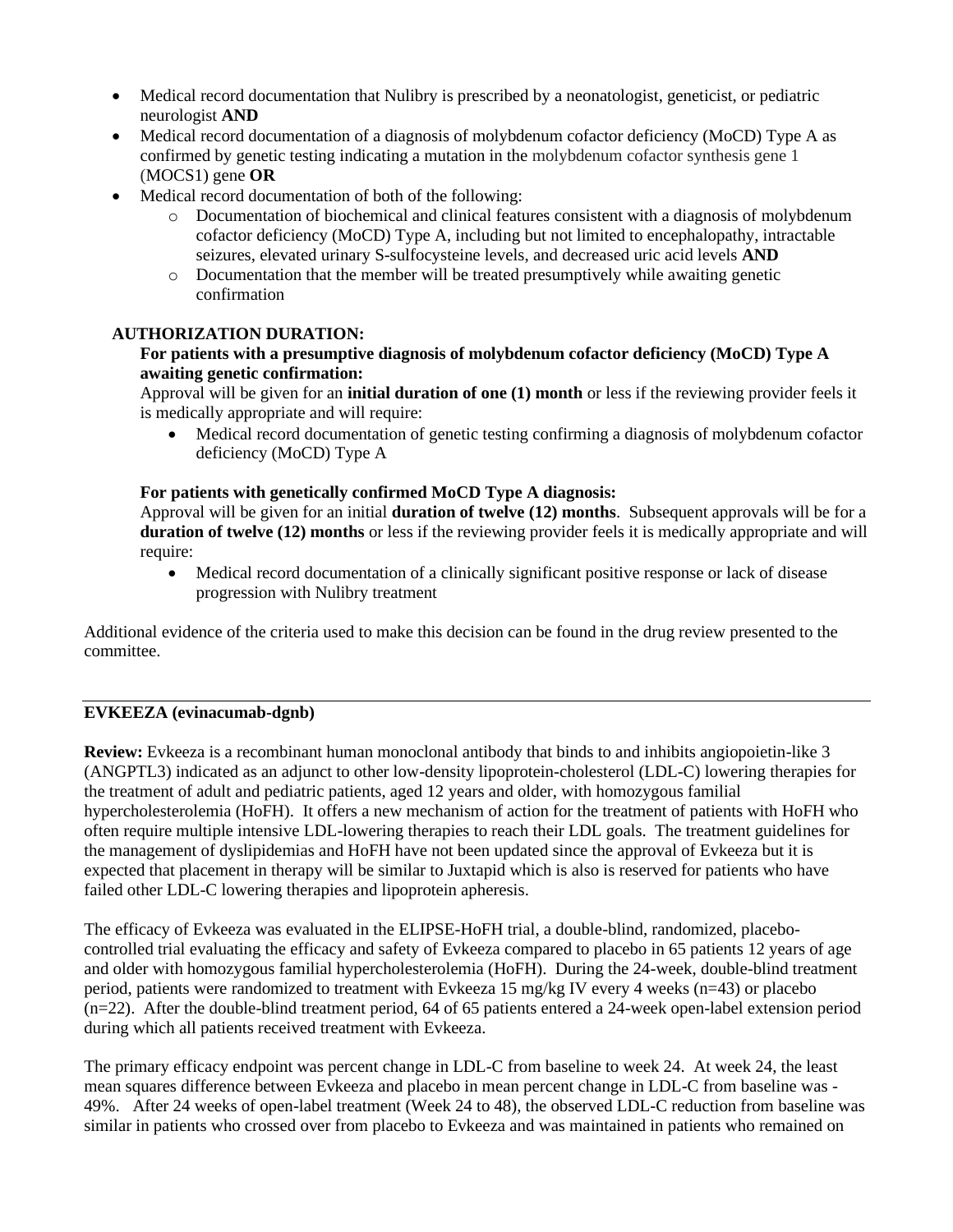- Medical record documentation that Nulibry is prescribed by a neonatologist, geneticist, or pediatric neurologist **AND**
- Medical record documentation of a diagnosis of molybdenum cofactor deficiency (MoCD) Type A as confirmed by genetic testing indicating a mutation in the molybdenum cofactor synthesis gene 1 (MOCS1) gene **OR**
- Medical record documentation of both of the following:
  - Documentation of biochemical and clinical features consistent with a diagnosis of molybdenum cofactor deficiency (MoCD) Type A, including but not limited to encephalopathy, intractable seizures, elevated urinary S-sulfocysteine levels, and decreased uric acid levels **AND**
  - Documentation that the member will be treated presumptively while awaiting genetic confirmation

**AUTHORIZATION DURATION:**

**For patients with a presumptive diagnosis of molybdenum cofactor deficiency (MoCD) Type A awaiting genetic confirmation:**

Approval will be given for an **initial duration of one (1) month** or less if the reviewing provider feels it is medically appropriate and will require:

- Medical record documentation of genetic testing confirming a diagnosis of molybdenum cofactor deficiency (MoCD) Type A

**For patients with genetically confirmed MoCD Type A diagnosis:**

Approval will be given for an initial **duration of twelve (12) months**. Subsequent approvals will be for a **duration of twelve (12) months** or less if the reviewing provider feels it is medically appropriate and will require:

- Medical record documentation of a clinically significant positive response or lack of disease progression with Nulibry treatment

Additional evidence of the criteria used to make this decision can be found in the drug review presented to the committee.

---

**EVKEEZA (evinacumab-dgnb)**

**Review:** Evkeeza is a recombinant human monoclonal antibody that binds to and inhibits angiopoietin-like 3 (ANGPTL3) indicated as an adjunct to other low-density lipoprotein-cholesterol (LDL-C) lowering therapies for the treatment of adult and pediatric patients, aged 12 years and older, with homozygous familial hypercholesterolemia (HoFH). It offers a new mechanism of action for the treatment of patients with HoFH who often require multiple intensive LDL-lowering therapies to reach their LDL goals. The treatment guidelines for the management of dyslipidemias and HoFH have not been updated since the approval of Evkeeza but it is expected that placement in therapy will be similar to Juxtapid which is also is reserved for patients who have failed other LDL-C lowering therapies and lipoprotein apheresis.

The efficacy of Evkeeza was evaluated in the ELIPSE-HoFH trial, a double-blind, randomized, placebo-controlled trial evaluating the efficacy and safety of Evkeeza compared to placebo in 65 patients 12 years of age and older with homozygous familial hypercholesterolemia (HoFH). During the 24-week, double-blind treatment period, patients were randomized to treatment with Evkeeza 15 mg/kg IV every 4 weeks (n=43) or placebo (n=22). After the double-blind treatment period, 64 of 65 patients entered a 24-week open-label extension period during which all patients received treatment with Evkeeza.

The primary efficacy endpoint was percent change in LDL-C from baseline to week 24. At week 24, the least mean squares difference between Evkeeza and placebo in mean percent change in LDL-C from baseline was -49%. After 24 weeks of open-label treatment (Week 24 to 48), the observed LDL-C reduction from baseline was similar in patients who crossed over from placebo to Evkeeza and was maintained in patients who remained on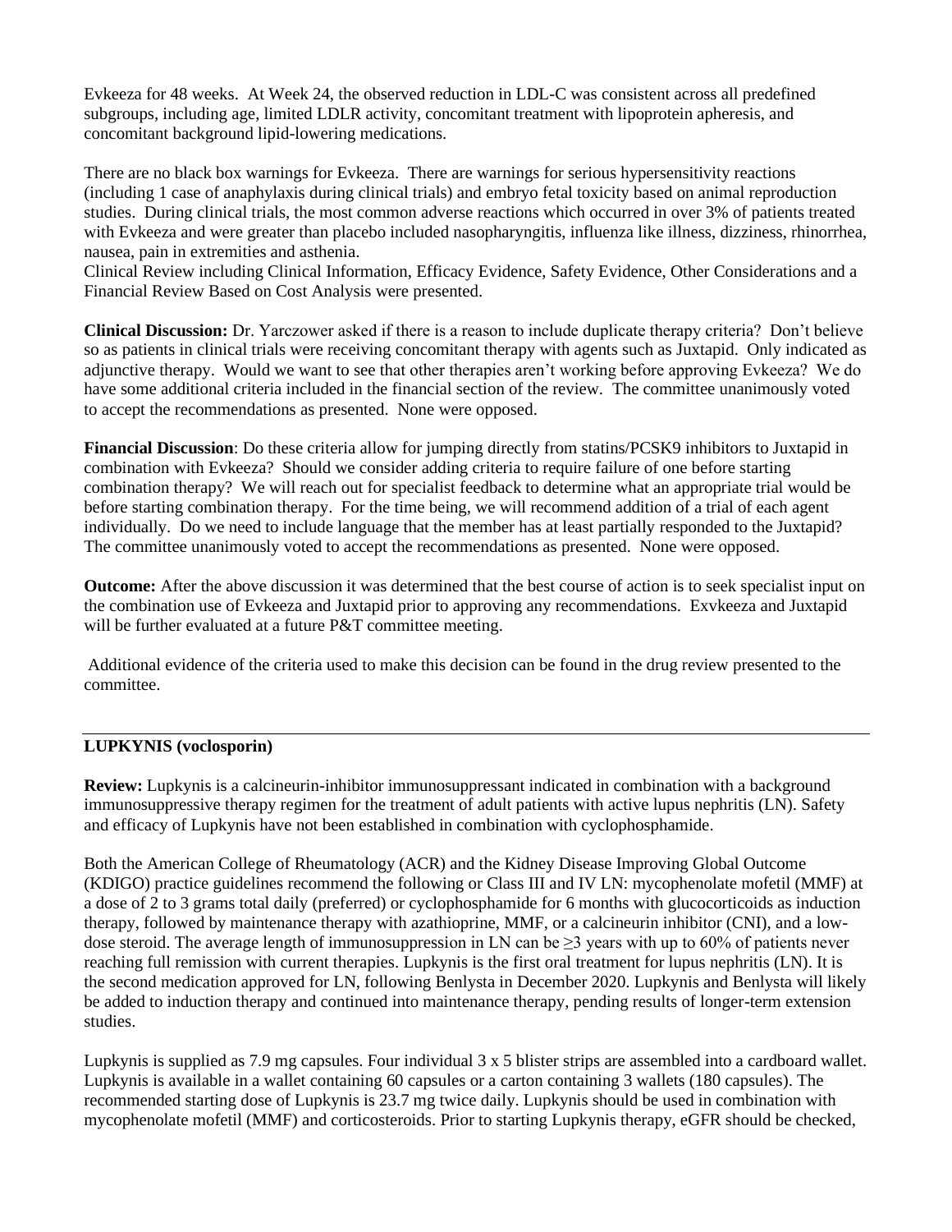Evkeeza for 48 weeks. At Week 24, the observed reduction in LDL-C was consistent across all predefined subgroups, including age, limited LDLR activity, concomitant treatment with lipoprotein apheresis, and concomitant background lipid-lowering medications.

There are no black box warnings for Evkeeza. There are warnings for serious hypersensitivity reactions (including 1 case of anaphylaxis during clinical trials) and embryo fetal toxicity based on animal reproduction studies. During clinical trials, the most common adverse reactions which occurred in over 3% of patients treated with Evkeeza and were greater than placebo included nasopharyngitis, influenza like illness, dizziness, rhinorrhea, nausea, pain in extremities and asthenia.
Clinical Review including Clinical Information, Efficacy Evidence, Safety Evidence, Other Considerations and a Financial Review Based on Cost Analysis were presented.

**Clinical Discussion:** Dr. Yarczower asked if there is a reason to include duplicate therapy criteria? Don't believe so as patients in clinical trials were receiving concomitant therapy with agents such as Juxtapid. Only indicated as adjunctive therapy. Would we want to see that other therapies aren't working before approving Evkeeza? We do have some additional criteria included in the financial section of the review. The committee unanimously voted to accept the recommendations as presented. None were opposed.

**Financial Discussion**: Do these criteria allow for jumping directly from statins/PCSK9 inhibitors to Juxtapid in combination with Evkeeza? Should we consider adding criteria to require failure of one before starting combination therapy? We will reach out for specialist feedback to determine what an appropriate trial would be before starting combination therapy. For the time being, we will recommend addition of a trial of each agent individually. Do we need to include language that the member has at least partially responded to the Juxtapid? The committee unanimously voted to accept the recommendations as presented. None were opposed.

**Outcome:** After the above discussion it was determined that the best course of action is to seek specialist input on the combination use of Evkeeza and Juxtapid prior to approving any recommendations. Exvkeeza and Juxtapid will be further evaluated at a future P&T committee meeting.

Additional evidence of the criteria used to make this decision can be found in the drug review presented to the committee.

---

**LUPKYNIS (voclosporin)**

**Review:** Lupkynis is a calcineurin-inhibitor immunosuppressant indicated in combination with a background immunosuppressive therapy regimen for the treatment of adult patients with active lupus nephritis (LN). Safety and efficacy of Lupkynis have not been established in combination with cyclophosphamide.

Both the American College of Rheumatology (ACR) and the Kidney Disease Improving Global Outcome (KDIGO) practice guidelines recommend the following or Class III and IV LN: mycophenolate mofetil (MMF) at a dose of 2 to 3 grams total daily (preferred) or cyclophosphamide for 6 months with glucocorticoids as induction therapy, followed by maintenance therapy with azathioprine, MMF, or a calcineurin inhibitor (CNI), and a low-dose steroid. The average length of immunosuppression in LN can be ≥3 years with up to 60% of patients never reaching full remission with current therapies. Lupkynis is the first oral treatment for lupus nephritis (LN). It is the second medication approved for LN, following Benlysta in December 2020. Lupkynis and Benlysta will likely be added to induction therapy and continued into maintenance therapy, pending results of longer-term extension studies.

Lupkynis is supplied as 7.9 mg capsules. Four individual 3 x 5 blister strips are assembled into a cardboard wallet. Lupkynis is available in a wallet containing 60 capsules or a carton containing 3 wallets (180 capsules). The recommended starting dose of Lupkynis is 23.7 mg twice daily. Lupkynis should be used in combination with mycophenolate mofetil (MMF) and corticosteroids. Prior to starting Lupkynis therapy, eGFR should be checked,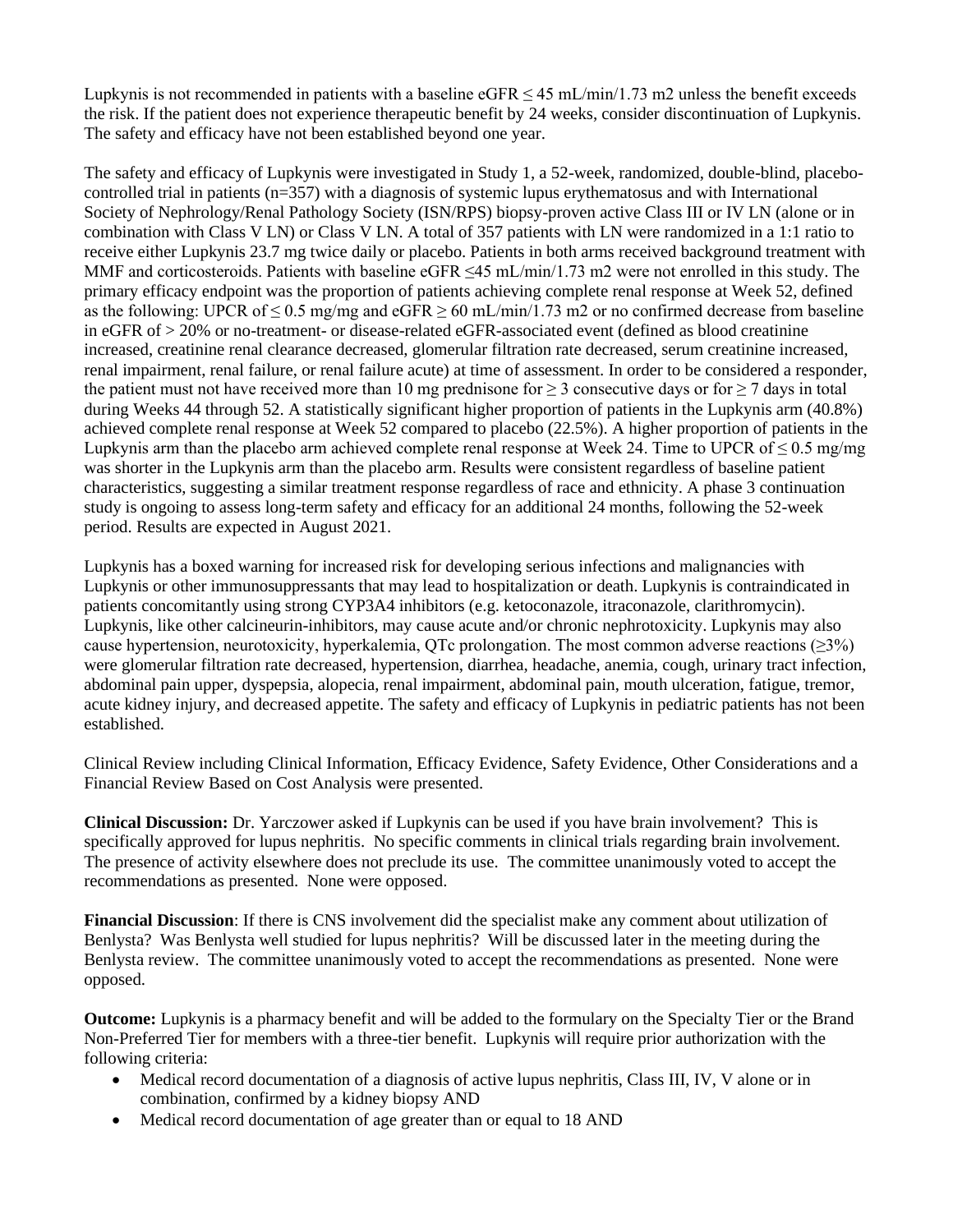Lupkynis is not recommended in patients with a baseline eGFR ≤ 45 mL/min/1.73 m2 unless the benefit exceeds the risk. If the patient does not experience therapeutic benefit by 24 weeks, consider discontinuation of Lupkynis. The safety and efficacy have not been established beyond one year.

The safety and efficacy of Lupkynis were investigated in Study 1, a 52-week, randomized, double-blind, placebo-controlled trial in patients (n=357) with a diagnosis of systemic lupus erythematosus and with International Society of Nephrology/Renal Pathology Society (ISN/RPS) biopsy-proven active Class III or IV LN (alone or in combination with Class V LN) or Class V LN. A total of 357 patients with LN were randomized in a 1:1 ratio to receive either Lupkynis 23.7 mg twice daily or placebo. Patients in both arms received background treatment with MMF and corticosteroids. Patients with baseline eGFR ≤45 mL/min/1.73 m2 were not enrolled in this study. The primary efficacy endpoint was the proportion of patients achieving complete renal response at Week 52, defined as the following: UPCR of ≤ 0.5 mg/mg and eGFR ≥ 60 mL/min/1.73 m2 or no confirmed decrease from baseline in eGFR of > 20% or no-treatment- or disease-related eGFR-associated event (defined as blood creatinine increased, creatinine renal clearance decreased, glomerular filtration rate decreased, serum creatinine increased, renal impairment, renal failure, or renal failure acute) at time of assessment. In order to be considered a responder, the patient must not have received more than 10 mg prednisone for ≥ 3 consecutive days or for ≥ 7 days in total during Weeks 44 through 52. A statistically significant higher proportion of patients in the Lupkynis arm (40.8%) achieved complete renal response at Week 52 compared to placebo (22.5%). A higher proportion of patients in the Lupkynis arm than the placebo arm achieved complete renal response at Week 24. Time to UPCR of ≤ 0.5 mg/mg was shorter in the Lupkynis arm than the placebo arm. Results were consistent regardless of baseline patient characteristics, suggesting a similar treatment response regardless of race and ethnicity. A phase 3 continuation study is ongoing to assess long-term safety and efficacy for an additional 24 months, following the 52-week period. Results are expected in August 2021.

Lupkynis has a boxed warning for increased risk for developing serious infections and malignancies with Lupkynis or other immunosuppressants that may lead to hospitalization or death. Lupkynis is contraindicated in patients concomitantly using strong CYP3A4 inhibitors (e.g. ketoconazole, itraconazole, clarithromycin). Lupkynis, like other calcineurin-inhibitors, may cause acute and/or chronic nephrotoxicity. Lupkynis may also cause hypertension, neurotoxicity, hyperkalemia, QTc prolongation. The most common adverse reactions (≥3%) were glomerular filtration rate decreased, hypertension, diarrhea, headache, anemia, cough, urinary tract infection, abdominal pain upper, dyspepsia, alopecia, renal impairment, abdominal pain, mouth ulceration, fatigue, tremor, acute kidney injury, and decreased appetite. The safety and efficacy of Lupkynis in pediatric patients has not been established.

Clinical Review including Clinical Information, Efficacy Evidence, Safety Evidence, Other Considerations and a Financial Review Based on Cost Analysis were presented.

**Clinical Discussion:** Dr. Yarczower asked if Lupkynis can be used if you have brain involvement? This is specifically approved for lupus nephritis. No specific comments in clinical trials regarding brain involvement. The presence of activity elsewhere does not preclude its use. The committee unanimously voted to accept the recommendations as presented. None were opposed.

**Financial Discussion**: If there is CNS involvement did the specialist make any comment about utilization of Benlysta? Was Benlysta well studied for lupus nephritis? Will be discussed later in the meeting during the Benlysta review. The committee unanimously voted to accept the recommendations as presented. None were opposed.

**Outcome:** Lupkynis is a pharmacy benefit and will be added to the formulary on the Specialty Tier or the Brand Non-Preferred Tier for members with a three-tier benefit. Lupkynis will require prior authorization with the following criteria:

- Medical record documentation of a diagnosis of active lupus nephritis, Class III, IV, V alone or in combination, confirmed by a kidney biopsy AND
- Medical record documentation of age greater than or equal to 18 AND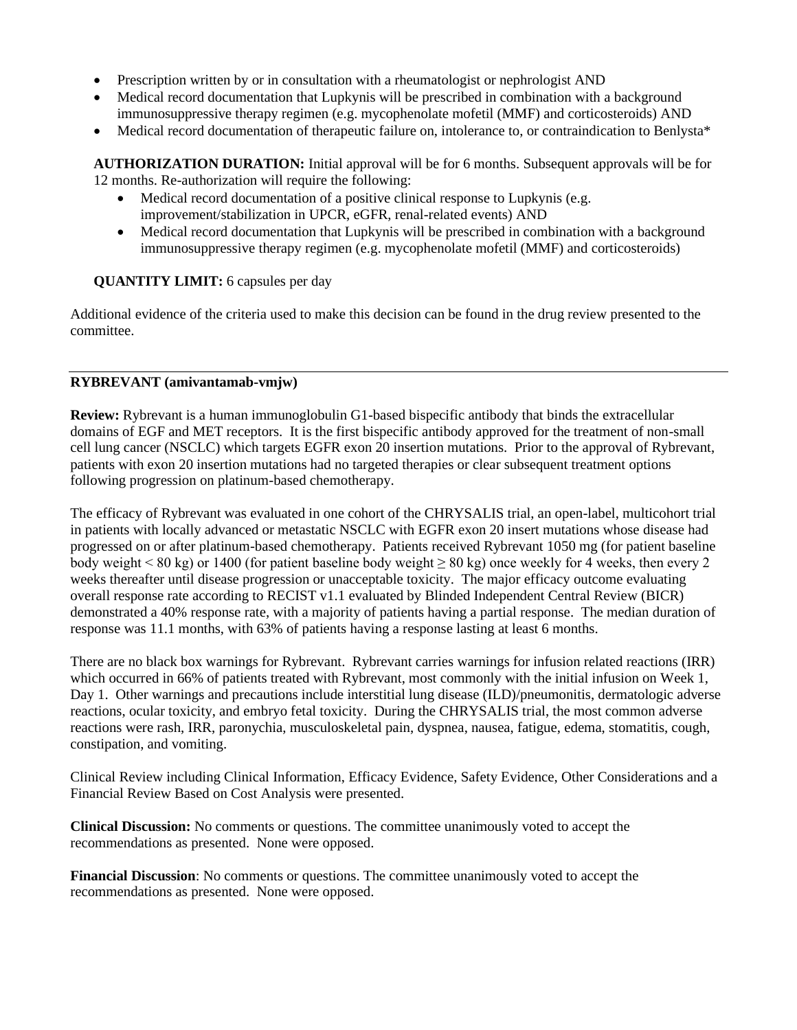- Prescription written by or in consultation with a rheumatologist or nephrologist AND
- Medical record documentation that Lupkynis will be prescribed in combination with a background immunosuppressive therapy regimen (e.g. mycophenolate mofetil (MMF) and corticosteroids) AND
- Medical record documentation of therapeutic failure on, intolerance to, or contraindication to Benlysta*

**AUTHORIZATION DURATION:** Initial approval will be for 6 months. Subsequent approvals will be for 12 months. Re-authorization will require the following:

- Medical record documentation of a positive clinical response to Lupkynis (e.g. improvement/stabilization in UPCR, eGFR, renal-related events) AND
- Medical record documentation that Lupkynis will be prescribed in combination with a background immunosuppressive therapy regimen (e.g. mycophenolate mofetil (MMF) and corticosteroids)

**QUANTITY LIMIT:** 6 capsules per day

Additional evidence of the criteria used to make this decision can be found in the drug review presented to the committee.

---

**RYBREVANT (amivantamab-vmjw)**

**Review:** Rybrevant is a human immunoglobulin G1-based bispecific antibody that binds the extracellular domains of EGF and MET receptors. It is the first bispecific antibody approved for the treatment of non-small cell lung cancer (NSCLC) which targets EGFR exon 20 insertion mutations. Prior to the approval of Rybrevant, patients with exon 20 insertion mutations had no targeted therapies or clear subsequent treatment options following progression on platinum-based chemotherapy.

The efficacy of Rybrevant was evaluated in one cohort of the CHRYSALIS trial, an open-label, multicohort trial in patients with locally advanced or metastatic NSCLC with EGFR exon 20 insert mutations whose disease had progressed on or after platinum-based chemotherapy. Patients received Rybrevant 1050 mg (for patient baseline body weight < 80 kg) or 1400 (for patient baseline body weight ≥ 80 kg) once weekly for 4 weeks, then every 2 weeks thereafter until disease progression or unacceptable toxicity. The major efficacy outcome evaluating overall response rate according to RECIST v1.1 evaluated by Blinded Independent Central Review (BICR) demonstrated a 40% response rate, with a majority of patients having a partial response. The median duration of response was 11.1 months, with 63% of patients having a response lasting at least 6 months.

There are no black box warnings for Rybrevant. Rybrevant carries warnings for infusion related reactions (IRR) which occurred in 66% of patients treated with Rybrevant, most commonly with the initial infusion on Week 1, Day 1. Other warnings and precautions include interstitial lung disease (ILD)/pneumonitis, dermatologic adverse reactions, ocular toxicity, and embryo fetal toxicity. During the CHRYSALIS trial, the most common adverse reactions were rash, IRR, paronychia, musculoskeletal pain, dyspnea, nausea, fatigue, edema, stomatitis, cough, constipation, and vomiting.

Clinical Review including Clinical Information, Efficacy Evidence, Safety Evidence, Other Considerations and a Financial Review Based on Cost Analysis were presented.

**Clinical Discussion:** No comments or questions. The committee unanimously voted to accept the recommendations as presented. None were opposed.

**Financial Discussion**: No comments or questions. The committee unanimously voted to accept the recommendations as presented. None were opposed.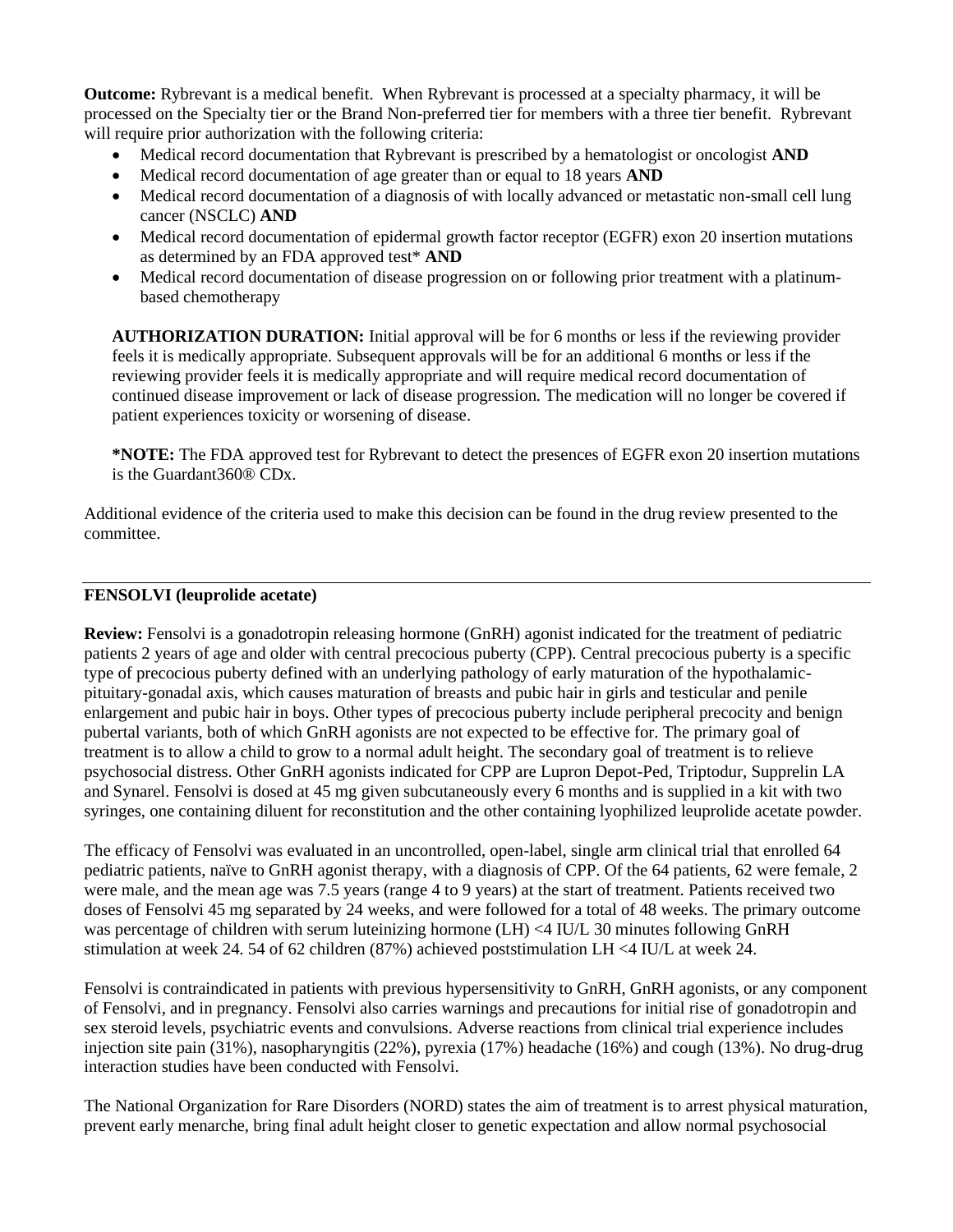**Outcome:** Rybrevant is a medical benefit. When Rybrevant is processed at a specialty pharmacy, it will be processed on the Specialty tier or the Brand Non-preferred tier for members with a three tier benefit. Rybrevant will require prior authorization with the following criteria:

- Medical record documentation that Rybrevant is prescribed by a hematologist or oncologist **AND**
- Medical record documentation of age greater than or equal to 18 years **AND**
- Medical record documentation of a diagnosis of with locally advanced or metastatic non-small cell lung cancer (NSCLC) **AND**
- Medical record documentation of epidermal growth factor receptor (EGFR) exon 20 insertion mutations as determined by an FDA approved test* **AND**
- Medical record documentation of disease progression on or following prior treatment with a platinum-based chemotherapy

**AUTHORIZATION DURATION:** Initial approval will be for 6 months or less if the reviewing provider feels it is medically appropriate. Subsequent approvals will be for an additional 6 months or less if the reviewing provider feels it is medically appropriate and will require medical record documentation of continued disease improvement or lack of disease progression. The medication will no longer be covered if patient experiences toxicity or worsening of disease.

***NOTE:** The FDA approved test for Rybrevant to detect the presences of EGFR exon 20 insertion mutations is the Guardant360® CDx.

Additional evidence of the criteria used to make this decision can be found in the drug review presented to the committee.

---

**FENSOLVI (leuprolide acetate)**

**Review:** Fensolvi is a gonadotropin releasing hormone (GnRH) agonist indicated for the treatment of pediatric patients 2 years of age and older with central precocious puberty (CPP). Central precocious puberty is a specific type of precocious puberty defined with an underlying pathology of early maturation of the hypothalamic-pituitary-gonadal axis, which causes maturation of breasts and pubic hair in girls and testicular and penile enlargement and pubic hair in boys. Other types of precocious puberty include peripheral precocity and benign pubertal variants, both of which GnRH agonists are not expected to be effective for. The primary goal of treatment is to allow a child to grow to a normal adult height. The secondary goal of treatment is to relieve psychosocial distress. Other GnRH agonists indicated for CPP are Lupron Depot-Ped, Triptodur, Supprelin LA and Synarel. Fensolvi is dosed at 45 mg given subcutaneously every 6 months and is supplied in a kit with two syringes, one containing diluent for reconstitution and the other containing lyophilized leuprolide acetate powder.

The efficacy of Fensolvi was evaluated in an uncontrolled, open-label, single arm clinical trial that enrolled 64 pediatric patients, naïve to GnRH agonist therapy, with a diagnosis of CPP. Of the 64 patients, 62 were female, 2 were male, and the mean age was 7.5 years (range 4 to 9 years) at the start of treatment. Patients received two doses of Fensolvi 45 mg separated by 24 weeks, and were followed for a total of 48 weeks. The primary outcome was percentage of children with serum luteinizing hormone (LH) <4 IU/L 30 minutes following GnRH stimulation at week 24. 54 of 62 children (87%) achieved poststimulation LH <4 IU/L at week 24.

Fensolvi is contraindicated in patients with previous hypersensitivity to GnRH, GnRH agonists, or any component of Fensolvi, and in pregnancy. Fensolvi also carries warnings and precautions for initial rise of gonadotropin and sex steroid levels, psychiatric events and convulsions. Adverse reactions from clinical trial experience includes injection site pain (31%), nasopharyngitis (22%), pyrexia (17%) headache (16%) and cough (13%). No drug-drug interaction studies have been conducted with Fensolvi.

The National Organization for Rare Disorders (NORD) states the aim of treatment is to arrest physical maturation, prevent early menarche, bring final adult height closer to genetic expectation and allow normal psychosocial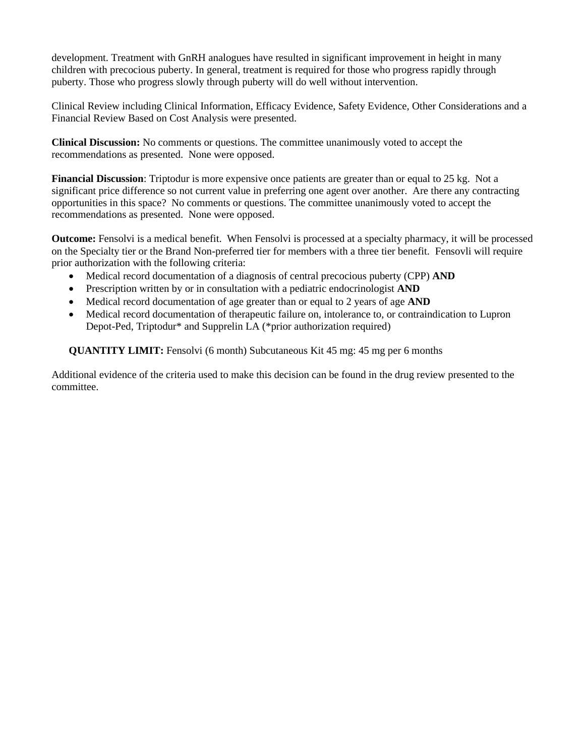development. Treatment with GnRH analogues have resulted in significant improvement in height in many children with precocious puberty. In general, treatment is required for those who progress rapidly through puberty. Those who progress slowly through puberty will do well without intervention.

Clinical Review including Clinical Information, Efficacy Evidence, Safety Evidence, Other Considerations and a Financial Review Based on Cost Analysis were presented.

**Clinical Discussion:** No comments or questions. The committee unanimously voted to accept the recommendations as presented. None were opposed.

**Financial Discussion**: Triptodur is more expensive once patients are greater than or equal to 25 kg. Not a significant price difference so not current value in preferring one agent over another. Are there any contracting opportunities in this space? No comments or questions. The committee unanimously voted to accept the recommendations as presented. None were opposed.

**Outcome:** Fensolvi is a medical benefit. When Fensolvi is processed at a specialty pharmacy, it will be processed on the Specialty tier or the Brand Non-preferred tier for members with a three tier benefit. Fensovli will require prior authorization with the following criteria:

- Medical record documentation of a diagnosis of central precocious puberty (CPP) **AND**
- Prescription written by or in consultation with a pediatric endocrinologist **AND**
- Medical record documentation of age greater than or equal to 2 years of age **AND**
- Medical record documentation of therapeutic failure on, intolerance to, or contraindication to Lupron Depot-Ped, Triptodur* and Supprelin LA (*prior authorization required)

**QUANTITY LIMIT:** Fensolvi (6 month) Subcutaneous Kit 45 mg: 45 mg per 6 months

Additional evidence of the criteria used to make this decision can be found in the drug review presented to the committee.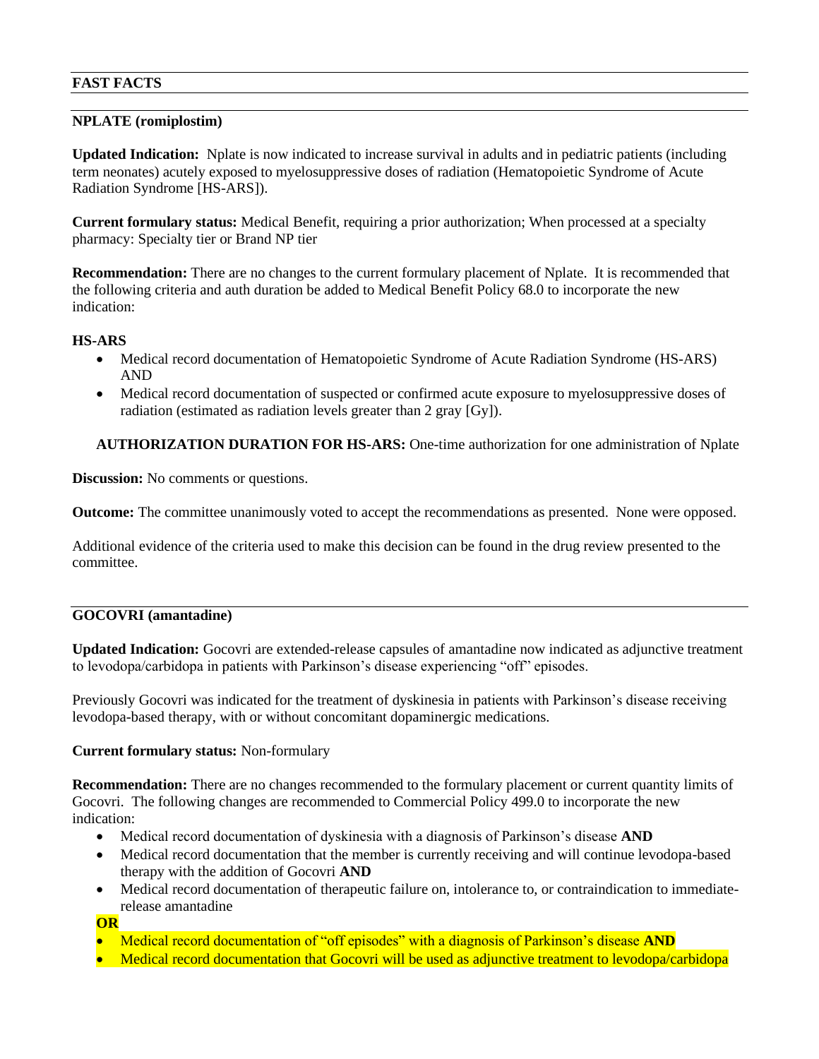## FAST FACTS

### NPLATE (romiplostim)

**Updated Indication:** Nplate is now indicated to increase survival in adults and in pediatric patients (including term neonates) acutely exposed to myelosuppressive doses of radiation (Hematopoietic Syndrome of Acute Radiation Syndrome [HS-ARS]).

**Current formulary status:** Medical Benefit, requiring a prior authorization; When processed at a specialty pharmacy: Specialty tier or Brand NP tier

**Recommendation:** There are no changes to the current formulary placement of Nplate. It is recommended that the following criteria and auth duration be added to Medical Benefit Policy 68.0 to incorporate the new indication:

**HS-ARS**

- Medical record documentation of Hematopoietic Syndrome of Acute Radiation Syndrome (HS-ARS) AND
- Medical record documentation of suspected or confirmed acute exposure to myelosuppressive doses of radiation (estimated as radiation levels greater than 2 gray [Gy]).

**AUTHORIZATION DURATION FOR HS-ARS:** One-time authorization for one administration of Nplate

**Discussion:** No comments or questions.

**Outcome:** The committee unanimously voted to accept the recommendations as presented. None were opposed.

Additional evidence of the criteria used to make this decision can be found in the drug review presented to the committee.

### GOCOVRI (amantadine)

**Updated Indication:** Gocovri are extended-release capsules of amantadine now indicated as adjunctive treatment to levodopa/carbidopa in patients with Parkinson's disease experiencing "off" episodes.

Previously Gocovri was indicated for the treatment of dyskinesia in patients with Parkinson's disease receiving levodopa-based therapy, with or without concomitant dopaminergic medications.

**Current formulary status:** Non-formulary

**Recommendation:** There are no changes recommended to the formulary placement or current quantity limits of Gocovri. The following changes are recommended to Commercial Policy 499.0 to incorporate the new indication:

- Medical record documentation of dyskinesia with a diagnosis of Parkinson's disease **AND**
- Medical record documentation that the member is currently receiving and will continue levodopa-based therapy with the addition of Gocovri **AND**
- Medical record documentation of therapeutic failure on, intolerance to, or contraindication to immediate-release amantadine

**OR**

- Medical record documentation of "off episodes" with a diagnosis of Parkinson's disease **AND**
- Medical record documentation that Gocovri will be used as adjunctive treatment to levodopa/carbidopa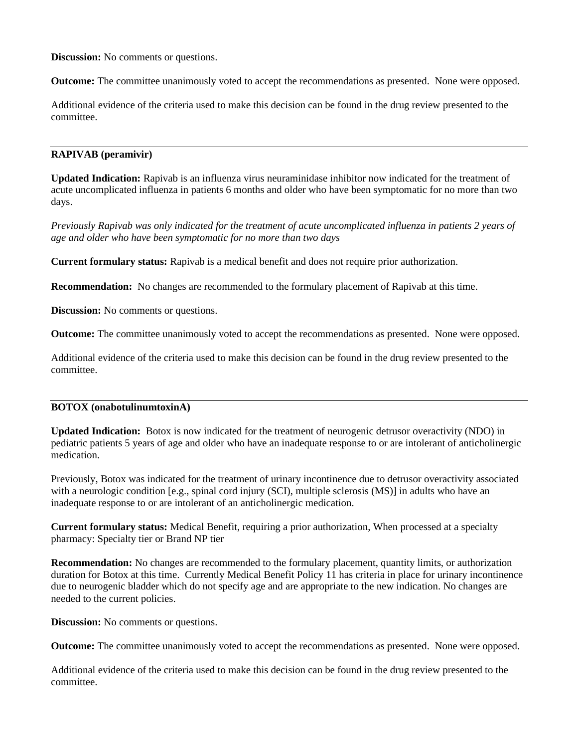**Discussion:** No comments or questions.

**Outcome:** The committee unanimously voted to accept the recommendations as presented. None were opposed.

Additional evidence of the criteria used to make this decision can be found in the drug review presented to the committee.

---

**RAPIVAB (peramivir)**

**Updated Indication:** Rapivab is an influenza virus neuraminidase inhibitor now indicated for the treatment of acute uncomplicated influenza in patients 6 months and older who have been symptomatic for no more than two days.

*Previously Rapivab was only indicated for the treatment of acute uncomplicated influenza in patients 2 years of age and older who have been symptomatic for no more than two days*

**Current formulary status:** Rapivab is a medical benefit and does not require prior authorization.

**Recommendation:** No changes are recommended to the formulary placement of Rapivab at this time.

**Discussion:** No comments or questions.

**Outcome:** The committee unanimously voted to accept the recommendations as presented. None were opposed.

Additional evidence of the criteria used to make this decision can be found in the drug review presented to the committee.

---

**BOTOX (onabotulinumtoxinA)**

**Updated Indication:** Botox is now indicated for the treatment of neurogenic detrusor overactivity (NDO) in pediatric patients 5 years of age and older who have an inadequate response to or are intolerant of anticholinergic medication.

Previously, Botox was indicated for the treatment of urinary incontinence due to detrusor overactivity associated with a neurologic condition [e.g., spinal cord injury (SCI), multiple sclerosis (MS)] in adults who have an inadequate response to or are intolerant of an anticholinergic medication.

**Current formulary status:** Medical Benefit, requiring a prior authorization, When processed at a specialty pharmacy: Specialty tier or Brand NP tier

**Recommendation:** No changes are recommended to the formulary placement, quantity limits, or authorization duration for Botox at this time. Currently Medical Benefit Policy 11 has criteria in place for urinary incontinence due to neurogenic bladder which do not specify age and are appropriate to the new indication. No changes are needed to the current policies.

**Discussion:** No comments or questions.

**Outcome:** The committee unanimously voted to accept the recommendations as presented. None were opposed.

Additional evidence of the criteria used to make this decision can be found in the drug review presented to the committee.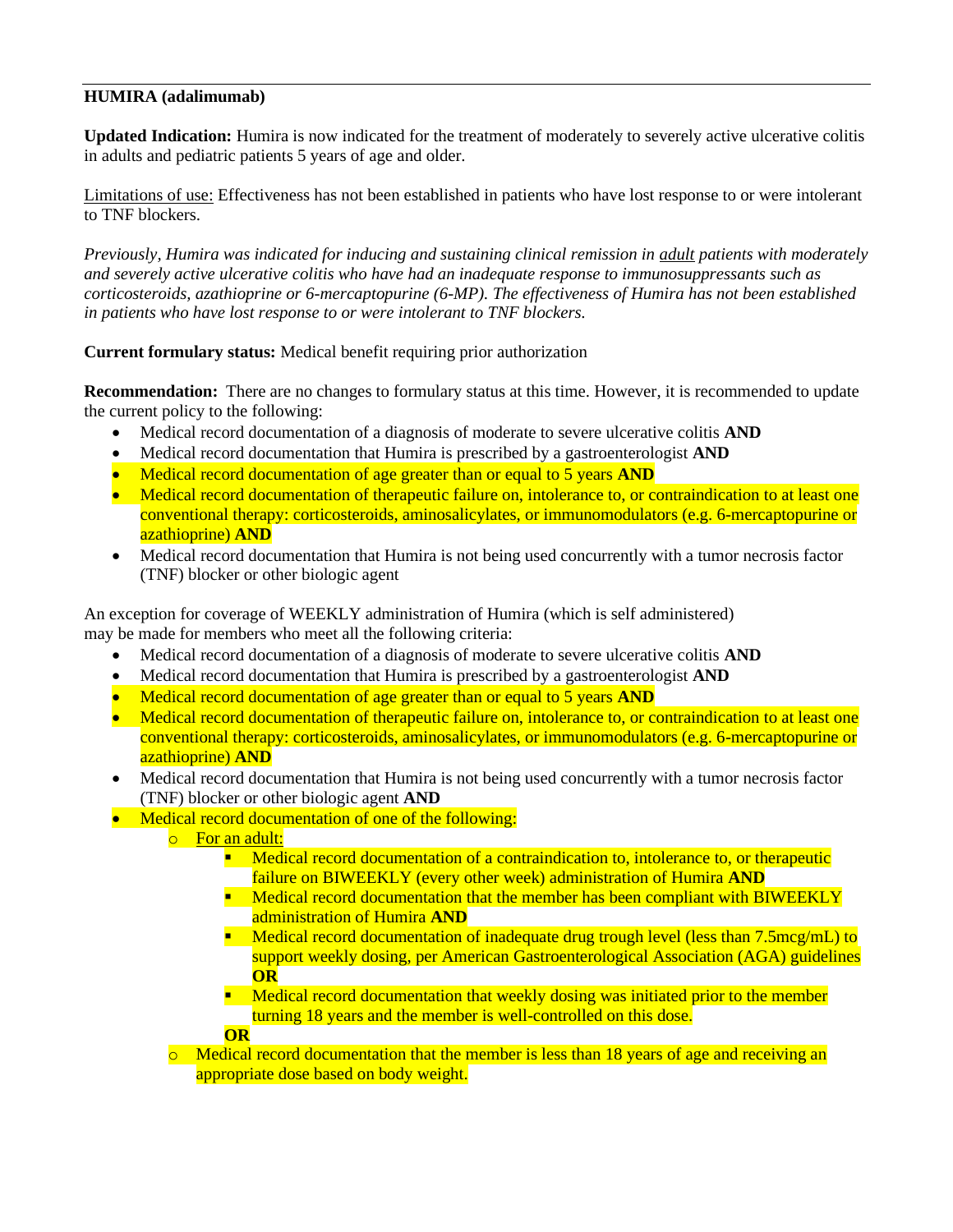**HUMIRA (adalimumab)**

**Updated Indication:** Humira is now indicated for the treatment of moderately to severely active ulcerative colitis in adults and pediatric patients 5 years of age and older.

Limitations of use: Effectiveness has not been established in patients who have lost response to or were intolerant to TNF blockers.

*Previously, Humira was indicated for inducing and sustaining clinical remission in adult patients with moderately and severely active ulcerative colitis who have had an inadequate response to immunosuppressants such as corticosteroids, azathioprine or 6-mercaptopurine (6-MP). The effectiveness of Humira has not been established in patients who have lost response to or were intolerant to TNF blockers.*

**Current formulary status:** Medical benefit requiring prior authorization

**Recommendation:** There are no changes to formulary status at this time. However, it is recommended to update the current policy to the following:

- Medical record documentation of a diagnosis of moderate to severe ulcerative colitis **AND**
- Medical record documentation that Humira is prescribed by a gastroenterologist **AND**
- Medical record documentation of age greater than or equal to 5 years **AND**
- Medical record documentation of therapeutic failure on, intolerance to, or contraindication to at least one conventional therapy: corticosteroids, aminosalicylates, or immunomodulators (e.g. 6-mercaptopurine or azathioprine) **AND**
- Medical record documentation that Humira is not being used concurrently with a tumor necrosis factor (TNF) blocker or other biologic agent

An exception for coverage of WEEKLY administration of Humira (which is self administered) may be made for members who meet all the following criteria:

- Medical record documentation of a diagnosis of moderate to severe ulcerative colitis **AND**
- Medical record documentation that Humira is prescribed by a gastroenterologist **AND**
- Medical record documentation of age greater than or equal to 5 years **AND**
- Medical record documentation of therapeutic failure on, intolerance to, or contraindication to at least one conventional therapy: corticosteroids, aminosalicylates, or immunomodulators (e.g. 6-mercaptopurine or azathioprine) **AND**
- Medical record documentation that Humira is not being used concurrently with a tumor necrosis factor (TNF) blocker or other biologic agent **AND**
- Medical record documentation of one of the following:
  - For an adult:
    - Medical record documentation of a contraindication to, intolerance to, or therapeutic failure on BIWEEKLY (every other week) administration of Humira **AND**
    - Medical record documentation that the member has been compliant with BIWEEKLY administration of Humira **AND**
    - Medical record documentation of inadequate drug trough level (less than 7.5mcg/mL) to support weekly dosing, per American Gastroenterological Association (AGA) guidelines **OR**
    - Medical record documentation that weekly dosing was initiated prior to the member turning 18 years and the member is well-controlled on this dose.

    **OR**
  - Medical record documentation that the member is less than 18 years of age and receiving an appropriate dose based on body weight.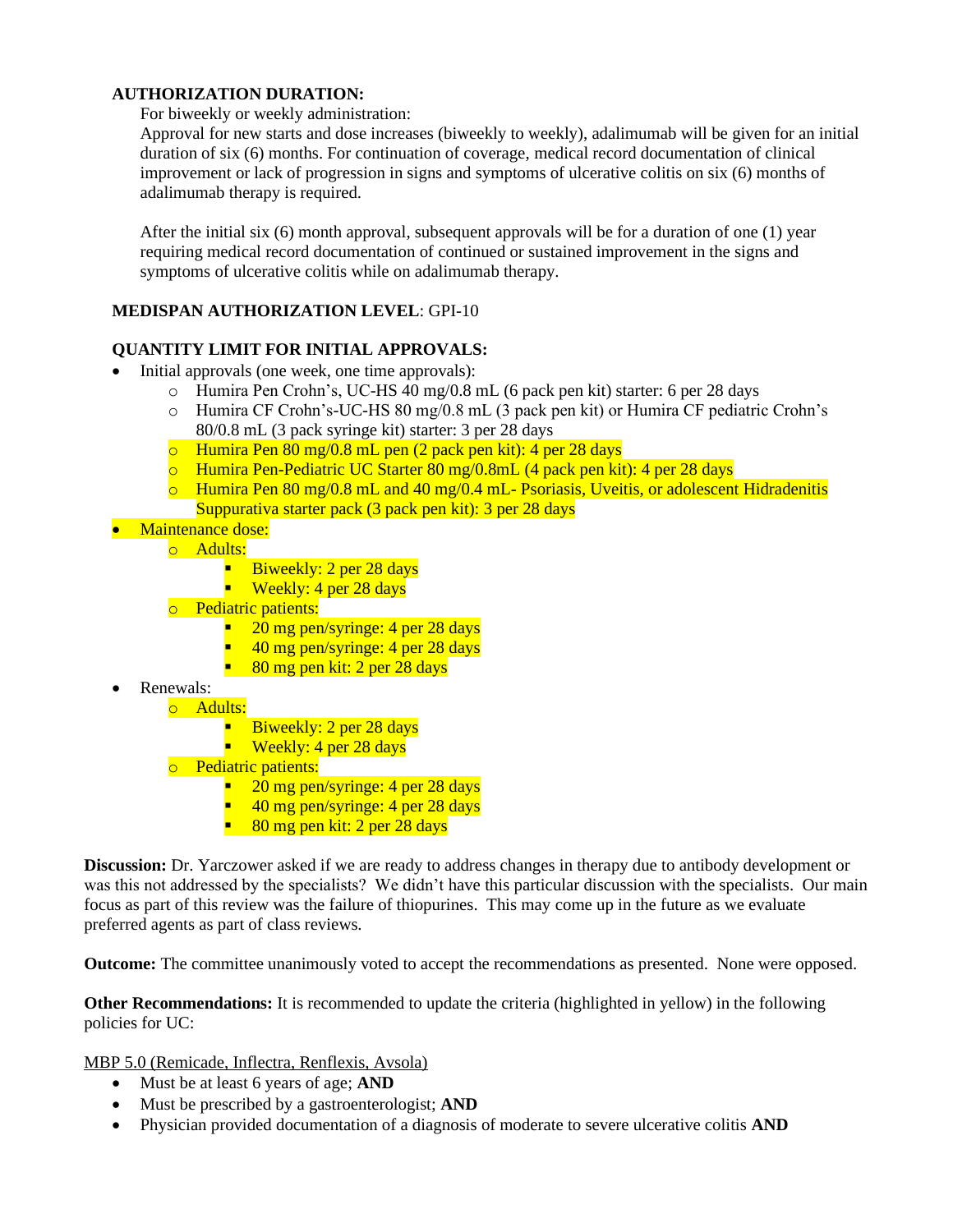**AUTHORIZATION DURATION:**

For biweekly or weekly administration:

Approval for new starts and dose increases (biweekly to weekly), adalimumab will be given for an initial duration of six (6) months. For continuation of coverage, medical record documentation of clinical improvement or lack of progression in signs and symptoms of ulcerative colitis on six (6) months of adalimumab therapy is required.

After the initial six (6) month approval, subsequent approvals will be for a duration of one (1) year requiring medical record documentation of continued or sustained improvement in the signs and symptoms of ulcerative colitis while on adalimumab therapy.

**MEDISPAN AUTHORIZATION LEVEL**: GPI-10

**QUANTITY LIMIT FOR INITIAL APPROVALS:**

- Initial approvals (one week, one time approvals):
  - Humira Pen Crohn's, UC-HS 40 mg/0.8 mL (6 pack pen kit) starter: 6 per 28 days
  - Humira CF Crohn's-UC-HS 80 mg/0.8 mL (3 pack pen kit) or Humira CF pediatric Crohn's 80/0.8 mL (3 pack syringe kit) starter: 3 per 28 days
  - Humira Pen 80 mg/0.8 mL pen (2 pack pen kit): 4 per 28 days
  - Humira Pen-Pediatric UC Starter 80 mg/0.8mL (4 pack pen kit): 4 per 28 days
  - Humira Pen 80 mg/0.8 mL and 40 mg/0.4 mL- Psoriasis, Uveitis, or adolescent Hidradenitis Suppurativa starter pack (3 pack pen kit): 3 per 28 days
- Maintenance dose:
  - Adults:
    - Biweekly: 2 per 28 days
    - Weekly: 4 per 28 days
  - Pediatric patients:
    - 20 mg pen/syringe: 4 per 28 days
    - 40 mg pen/syringe: 4 per 28 days
    - 80 mg pen kit: 2 per 28 days
- Renewals:
  - Adults:
    - Biweekly: 2 per 28 days
    - Weekly: 4 per 28 days
  - Pediatric patients:
    - 20 mg pen/syringe: 4 per 28 days
    - 40 mg pen/syringe: 4 per 28 days
    - 80 mg pen kit: 2 per 28 days

**Discussion:** Dr. Yarczower asked if we are ready to address changes in therapy due to antibody development or was this not addressed by the specialists? We didn't have this particular discussion with the specialists. Our main focus as part of this review was the failure of thiopurines. This may come up in the future as we evaluate preferred agents as part of class reviews.

**Outcome:** The committee unanimously voted to accept the recommendations as presented. None were opposed.

**Other Recommendations:** It is recommended to update the criteria (highlighted in yellow) in the following policies for UC:

<u>MBP 5.0 (Remicade, Inflectra, Renflexis, Avsola)</u>

- Must be at least 6 years of age; **AND**
- Must be prescribed by a gastroenterologist; **AND**
- Physician provided documentation of a diagnosis of moderate to severe ulcerative colitis **AND**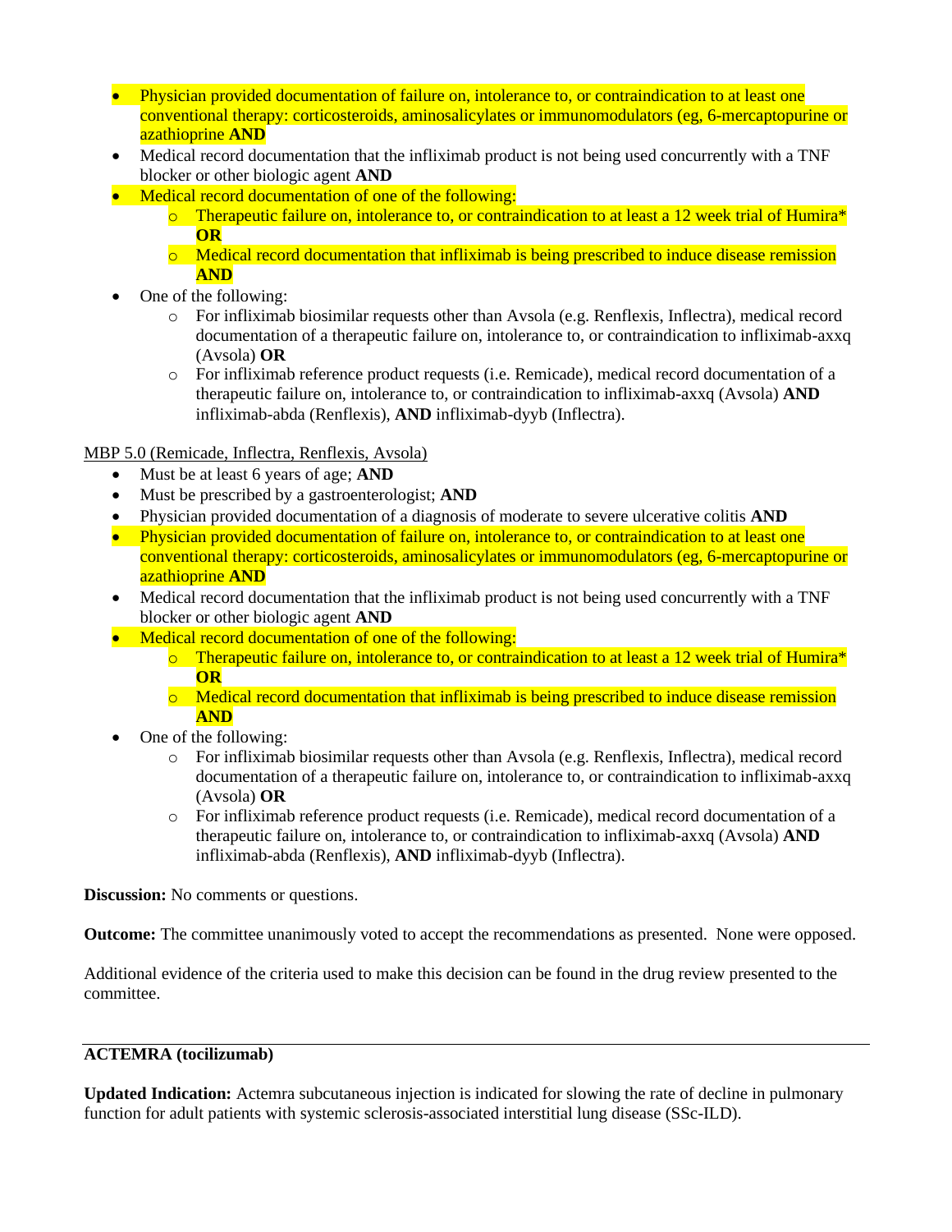- Physician provided documentation of failure on, intolerance to, or contraindication to at least one conventional therapy: corticosteroids, aminosalicylates or immunomodulators (eg, 6-mercaptopurine or azathioprine **AND**
- Medical record documentation that the infliximab product is not being used concurrently with a TNF blocker or other biologic agent **AND**
- Medical record documentation of one of the following:
  - Therapeutic failure on, intolerance to, or contraindication to at least a 12 week trial of Humira* **OR**
  - Medical record documentation that infliximab is being prescribed to induce disease remission **AND**
- One of the following:
  - For infliximab biosimilar requests other than Avsola (e.g. Renflexis, Inflectra), medical record documentation of a therapeutic failure on, intolerance to, or contraindication to infliximab-axxq (Avsola) **OR**
  - For infliximab reference product requests (i.e. Remicade), medical record documentation of a therapeutic failure on, intolerance to, or contraindication to infliximab-axxq (Avsola) **AND** infliximab-abda (Renflexis), **AND** infliximab-dyyb (Inflectra).

MBP 5.0 (Remicade, Inflectra, Renflexis, Avsola)

- Must be at least 6 years of age; **AND**
- Must be prescribed by a gastroenterologist; **AND**
- Physician provided documentation of a diagnosis of moderate to severe ulcerative colitis **AND**
- Physician provided documentation of failure on, intolerance to, or contraindication to at least one conventional therapy: corticosteroids, aminosalicylates or immunomodulators (eg, 6-mercaptopurine or azathioprine **AND**
- Medical record documentation that the infliximab product is not being used concurrently with a TNF blocker or other biologic agent **AND**
- Medical record documentation of one of the following:
  - Therapeutic failure on, intolerance to, or contraindication to at least a 12 week trial of Humira* **OR**
  - Medical record documentation that infliximab is being prescribed to induce disease remission **AND**
- One of the following:
  - For infliximab biosimilar requests other than Avsola (e.g. Renflexis, Inflectra), medical record documentation of a therapeutic failure on, intolerance to, or contraindication to infliximab-axxq (Avsola) **OR**
  - For infliximab reference product requests (i.e. Remicade), medical record documentation of a therapeutic failure on, intolerance to, or contraindication to infliximab-axxq (Avsola) **AND** infliximab-abda (Renflexis), **AND** infliximab-dyyb (Inflectra).

**Discussion:** No comments or questions.

**Outcome:** The committee unanimously voted to accept the recommendations as presented. None were opposed.

Additional evidence of the criteria used to make this decision can be found in the drug review presented to the committee.

---

**ACTEMRA (tocilizumab)**

**Updated Indication:** Actemra subcutaneous injection is indicated for slowing the rate of decline in pulmonary function for adult patients with systemic sclerosis-associated interstitial lung disease (SSc-ILD).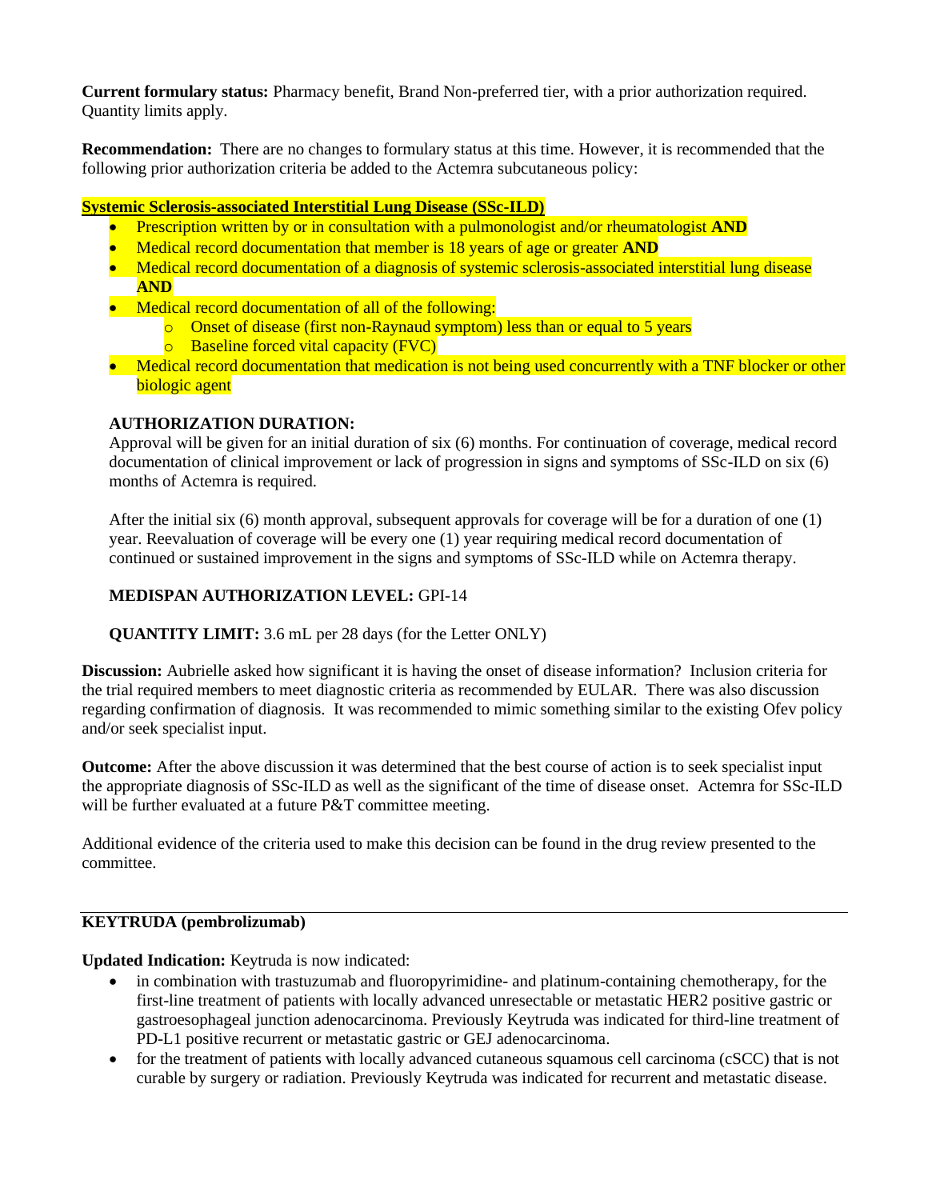**Current formulary status:** Pharmacy benefit, Brand Non-preferred tier, with a prior authorization required. Quantity limits apply.

**Recommendation:** There are no changes to formulary status at this time. However, it is recommended that the following prior authorization criteria be added to the Actemra subcutaneous policy:

**Systemic Sclerosis-associated Interstitial Lung Disease (SSc-ILD)**

- Prescription written by or in consultation with a pulmonologist and/or rheumatologist **AND**
- Medical record documentation that member is 18 years of age or greater **AND**
- Medical record documentation of a diagnosis of systemic sclerosis-associated interstitial lung disease **AND**
- Medical record documentation of all of the following:
    - Onset of disease (first non-Raynaud symptom) less than or equal to 5 years
    - Baseline forced vital capacity (FVC)
- Medical record documentation that medication is not being used concurrently with a TNF blocker or other biologic agent

**AUTHORIZATION DURATION:**
Approval will be given for an initial duration of six (6) months. For continuation of coverage, medical record documentation of clinical improvement or lack of progression in signs and symptoms of SSc-ILD on six (6) months of Actemra is required.

After the initial six (6) month approval, subsequent approvals for coverage will be for a duration of one (1) year. Reevaluation of coverage will be every one (1) year requiring medical record documentation of continued or sustained improvement in the signs and symptoms of SSc-ILD while on Actemra therapy.

**MEDISPAN AUTHORIZATION LEVEL:** GPI-14

**QUANTITY LIMIT:** 3.6 mL per 28 days (for the Letter ONLY)

**Discussion:** Aubrielle asked how significant it is having the onset of disease information? Inclusion criteria for the trial required members to meet diagnostic criteria as recommended by EULAR. There was also discussion regarding confirmation of diagnosis. It was recommended to mimic something similar to the existing Ofev policy and/or seek specialist input.

**Outcome:** After the above discussion it was determined that the best course of action is to seek specialist input the appropriate diagnosis of SSc-ILD as well as the significant of the time of disease onset. Actemra for SSc-ILD will be further evaluated at a future P&T committee meeting.

Additional evidence of the criteria used to make this decision can be found in the drug review presented to the committee.

---

**KEYTRUDA (pembrolizumab)**

**Updated Indication:** Keytruda is now indicated:

- in combination with trastuzumab and fluoropyrimidine- and platinum-containing chemotherapy, for the first-line treatment of patients with locally advanced unresectable or metastatic HER2 positive gastric or gastroesophageal junction adenocarcinoma. Previously Keytruda was indicated for third-line treatment of PD-L1 positive recurrent or metastatic gastric or GEJ adenocarcinoma.
- for the treatment of patients with locally advanced cutaneous squamous cell carcinoma (cSCC) that is not curable by surgery or radiation. Previously Keytruda was indicated for recurrent and metastatic disease.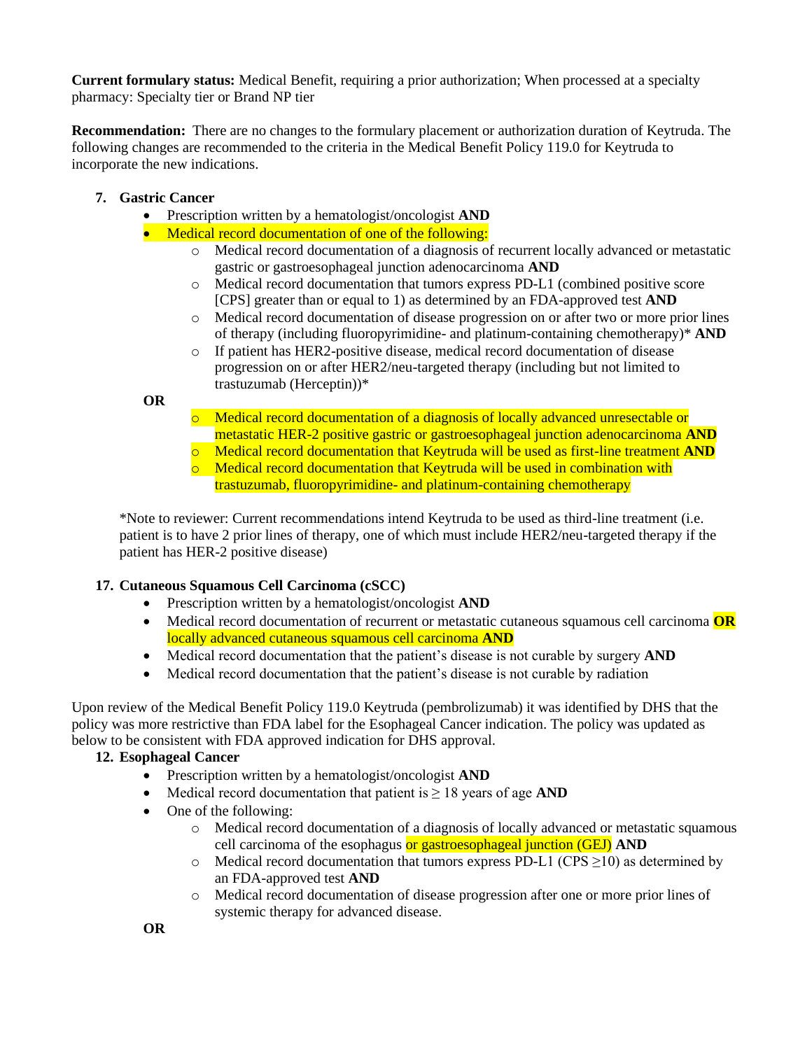**Current formulary status:** Medical Benefit, requiring a prior authorization; When processed at a specialty pharmacy: Specialty tier or Brand NP tier

**Recommendation:** There are no changes to the formulary placement or authorization duration of Keytruda. The following changes are recommended to the criteria in the Medical Benefit Policy 119.0 for Keytruda to incorporate the new indications.

7. **Gastric Cancer**
   - Prescription written by a hematologist/oncologist **AND**
   - Medical record documentation of one of the following:
     - Medical record documentation of a diagnosis of recurrent locally advanced or metastatic gastric or gastroesophageal junction adenocarcinoma **AND**
     - Medical record documentation that tumors express PD-L1 (combined positive score [CPS] greater than or equal to 1) as determined by an FDA-approved test **AND**
     - Medical record documentation of disease progression on or after two or more prior lines of therapy (including fluoropyrimidine- and platinum-containing chemotherapy)* **AND**
     - If patient has HER2-positive disease, medical record documentation of disease progression on or after HER2/neu-targeted therapy (including but not limited to trastuzumab (Herceptin))*

   **OR**

     - Medical record documentation of a diagnosis of locally advanced unresectable or metastatic HER-2 positive gastric or gastroesophageal junction adenocarcinoma **AND**
     - Medical record documentation that Keytruda will be used as first-line treatment **AND**
     - Medical record documentation that Keytruda will be used in combination with trastuzumab, fluoropyrimidine- and platinum-containing chemotherapy

   *Note to reviewer: Current recommendations intend Keytruda to be used as third-line treatment (i.e. patient is to have 2 prior lines of therapy, one of which must include HER2/neu-targeted therapy if the patient has HER-2 positive disease)

17. **Cutaneous Squamous Cell Carcinoma (cSCC)**
   - Prescription written by a hematologist/oncologist **AND**
   - Medical record documentation of recurrent or metastatic cutaneous squamous cell carcinoma **OR** locally advanced cutaneous squamous cell carcinoma **AND**
   - Medical record documentation that the patient's disease is not curable by surgery **AND**
   - Medical record documentation that the patient's disease is not curable by radiation

Upon review of the Medical Benefit Policy 119.0 Keytruda (pembrolizumab) it was identified by DHS that the policy was more restrictive than FDA label for the Esophageal Cancer indication. The policy was updated as below to be consistent with FDA approved indication for DHS approval.

12. **Esophageal Cancer**
   - Prescription written by a hematologist/oncologist **AND**
   - Medical record documentation that patient is ≥ 18 years of age **AND**
   - One of the following:
     - Medical record documentation of a diagnosis of locally advanced or metastatic squamous cell carcinoma of the esophagus or gastroesophageal junction (GEJ) **AND**
     - Medical record documentation that tumors express PD-L1 (CPS ≥10) as determined by an FDA-approved test **AND**
     - Medical record documentation of disease progression after one or more prior lines of systemic therapy for advanced disease.

   **OR**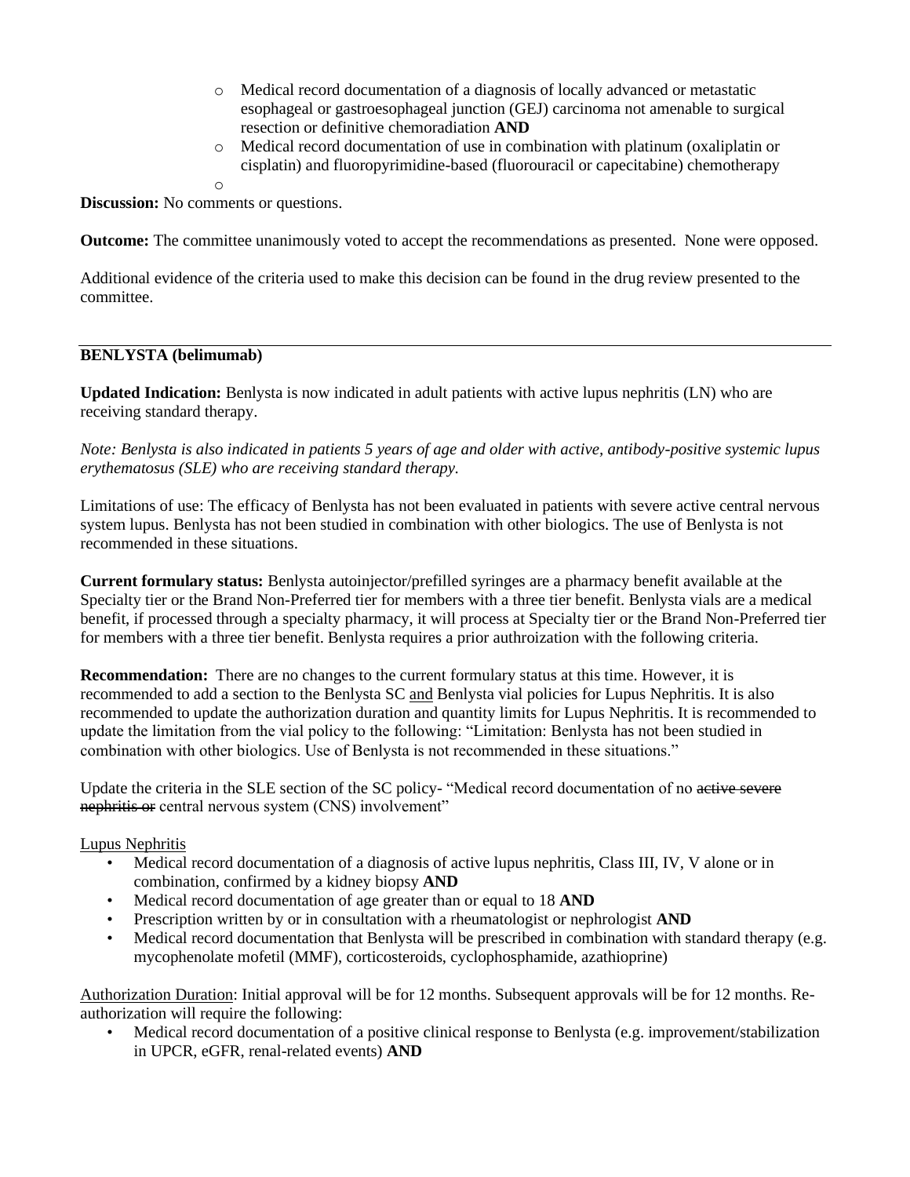- Medical record documentation of a diagnosis of locally advanced or metastatic esophageal or gastroesophageal junction (GEJ) carcinoma not amenable to surgical resection or definitive chemoradiation **AND**
- Medical record documentation of use in combination with platinum (oxaliplatin or cisplatin) and fluoropyrimidine-based (fluorouracil or capecitabine) chemotherapy

**Discussion:** No comments or questions.

**Outcome:** The committee unanimously voted to accept the recommendations as presented. None were opposed.

Additional evidence of the criteria used to make this decision can be found in the drug review presented to the committee.

---

**BENLYSTA (belimumab)**

**Updated Indication:** Benlysta is now indicated in adult patients with active lupus nephritis (LN) who are receiving standard therapy.

*Note: Benlysta is also indicated in patients 5 years of age and older with active, antibody-positive systemic lupus erythematosus (SLE) who are receiving standard therapy.*

Limitations of use: The efficacy of Benlysta has not been evaluated in patients with severe active central nervous system lupus. Benlysta has not been studied in combination with other biologics. The use of Benlysta is not recommended in these situations.

**Current formulary status:** Benlysta autoinjector/prefilled syringes are a pharmacy benefit available at the Specialty tier or the Brand Non-Preferred tier for members with a three tier benefit. Benlysta vials are a medical benefit, if processed through a specialty pharmacy, it will process at Specialty tier or the Brand Non-Preferred tier for members with a three tier benefit. Benlysta requires a prior authroization with the following criteria.

**Recommendation:** There are no changes to the current formulary status at this time. However, it is recommended to add a section to the Benlysta SC <u>and</u> Benlysta vial policies for Lupus Nephritis. It is also recommended to update the authorization duration and quantity limits for Lupus Nephritis. It is recommended to update the limitation from the vial policy to the following: "Limitation: Benlysta has not been studied in combination with other biologics. Use of Benlysta is not recommended in these situations."

Update the criteria in the SLE section of the SC policy- "Medical record documentation of no ~~active severe nephritis or~~ central nervous system (CNS) involvement"

<u>Lupus Nephritis</u>

- Medical record documentation of a diagnosis of active lupus nephritis, Class III, IV, V alone or in combination, confirmed by a kidney biopsy **AND**
- Medical record documentation of age greater than or equal to 18 **AND**
- Prescription written by or in consultation with a rheumatologist or nephrologist **AND**
- Medical record documentation that Benlysta will be prescribed in combination with standard therapy (e.g. mycophenolate mofetil (MMF), corticosteroids, cyclophosphamide, azathioprine)

<u>Authorization Duration</u>: Initial approval will be for 12 months. Subsequent approvals will be for 12 months. Re-authorization will require the following:

- Medical record documentation of a positive clinical response to Benlysta (e.g. improvement/stabilization in UPCR, eGFR, renal-related events) **AND**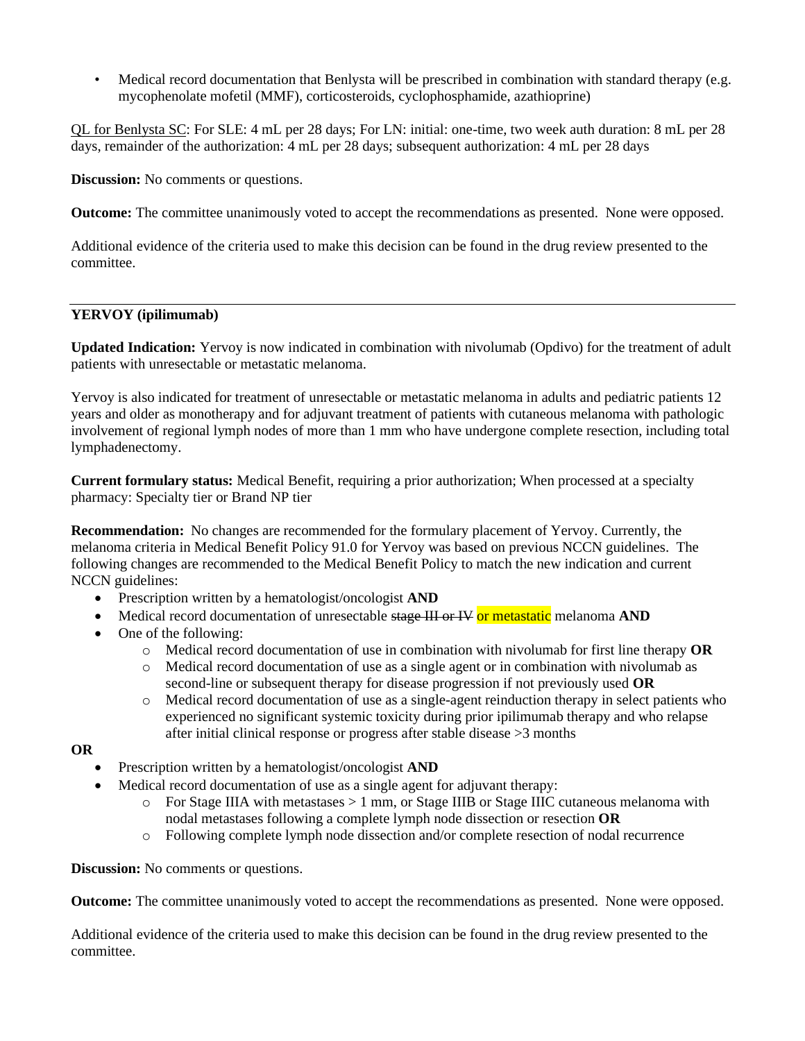- Medical record documentation that Benlysta will be prescribed in combination with standard therapy (e.g. mycophenolate mofetil (MMF), corticosteroids, cyclophosphamide, azathioprine)

QL for Benlysta SC: For SLE: 4 mL per 28 days; For LN: initial: one-time, two week auth duration: 8 mL per 28 days, remainder of the authorization: 4 mL per 28 days; subsequent authorization: 4 mL per 28 days

**Discussion:** No comments or questions.

**Outcome:** The committee unanimously voted to accept the recommendations as presented. None were opposed.

Additional evidence of the criteria used to make this decision can be found in the drug review presented to the committee.

---

**YERVOY (ipilimumab)**

**Updated Indication:** Yervoy is now indicated in combination with nivolumab (Opdivo) for the treatment of adult patients with unresectable or metastatic melanoma.

Yervoy is also indicated for treatment of unresectable or metastatic melanoma in adults and pediatric patients 12 years and older as monotherapy and for adjuvant treatment of patients with cutaneous melanoma with pathologic involvement of regional lymph nodes of more than 1 mm who have undergone complete resection, including total lymphadenectomy.

**Current formulary status:** Medical Benefit, requiring a prior authorization; When processed at a specialty pharmacy: Specialty tier or Brand NP tier

**Recommendation:** No changes are recommended for the formulary placement of Yervoy. Currently, the melanoma criteria in Medical Benefit Policy 91.0 for Yervoy was based on previous NCCN guidelines. The following changes are recommended to the Medical Benefit Policy to match the new indication and current NCCN guidelines:

- Prescription written by a hematologist/oncologist **AND**
- Medical record documentation of unresectable ~~stage III or IV~~ or metastatic melanoma **AND**
- One of the following:
  - Medical record documentation of use in combination with nivolumab for first line therapy **OR**
  - Medical record documentation of use as a single agent or in combination with nivolumab as second-line or subsequent therapy for disease progression if not previously used **OR**
  - Medical record documentation of use as a single-agent reinduction therapy in select patients who experienced no significant systemic toxicity during prior ipilimumab therapy and who relapse after initial clinical response or progress after stable disease >3 months

**OR**

- Prescription written by a hematologist/oncologist **AND**
- Medical record documentation of use as a single agent for adjuvant therapy:
  - For Stage IIIA with metastases > 1 mm, or Stage IIIB or Stage IIIC cutaneous melanoma with nodal metastases following a complete lymph node dissection or resection **OR**
  - Following complete lymph node dissection and/or complete resection of nodal recurrence

**Discussion:** No comments or questions.

**Outcome:** The committee unanimously voted to accept the recommendations as presented. None were opposed.

Additional evidence of the criteria used to make this decision can be found in the drug review presented to the committee.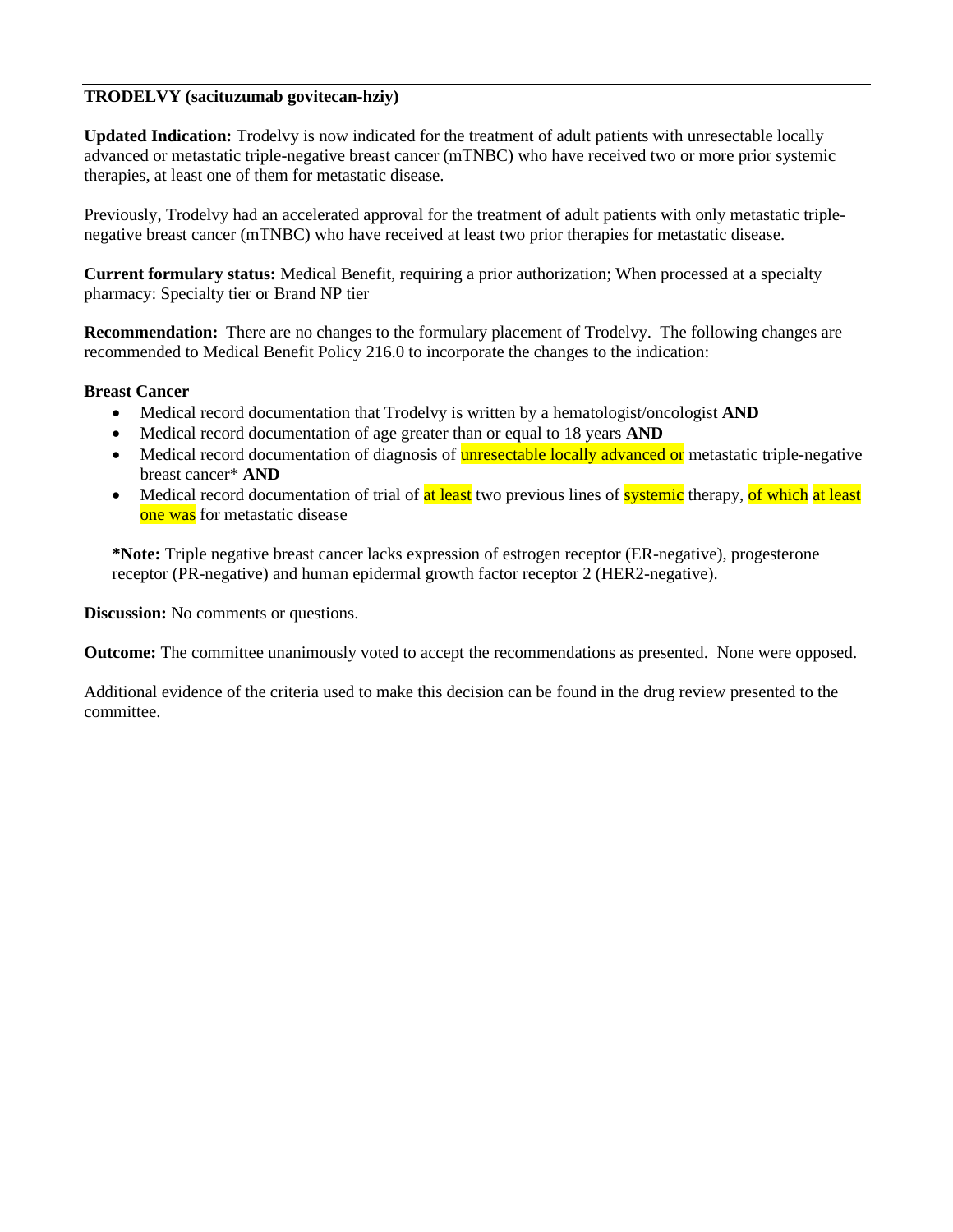**TRODELVY (sacituzumab govitecan-hziy)**

**Updated Indication:** Trodelvy is now indicated for the treatment of adult patients with unresectable locally advanced or metastatic triple-negative breast cancer (mTNBC) who have received two or more prior systemic therapies, at least one of them for metastatic disease.

Previously, Trodelvy had an accelerated approval for the treatment of adult patients with only metastatic triple-negative breast cancer (mTNBC) who have received at least two prior therapies for metastatic disease.

**Current formulary status:** Medical Benefit, requiring a prior authorization; When processed at a specialty pharmacy: Specialty tier or Brand NP tier

**Recommendation:** There are no changes to the formulary placement of Trodelvy. The following changes are recommended to Medical Benefit Policy 216.0 to incorporate the changes to the indication:

**Breast Cancer**

- Medical record documentation that Trodelvy is written by a hematologist/oncologist **AND**
- Medical record documentation of age greater than or equal to 18 years **AND**
- Medical record documentation of diagnosis of unresectable locally advanced or metastatic triple-negative breast cancer* **AND**
- Medical record documentation of trial of at least two previous lines of systemic therapy, of which at least one was for metastatic disease

**\*Note:** Triple negative breast cancer lacks expression of estrogen receptor (ER-negative), progesterone receptor (PR-negative) and human epidermal growth factor receptor 2 (HER2-negative).

**Discussion:** No comments or questions.

**Outcome:** The committee unanimously voted to accept the recommendations as presented. None were opposed.

Additional evidence of the criteria used to make this decision can be found in the drug review presented to the committee.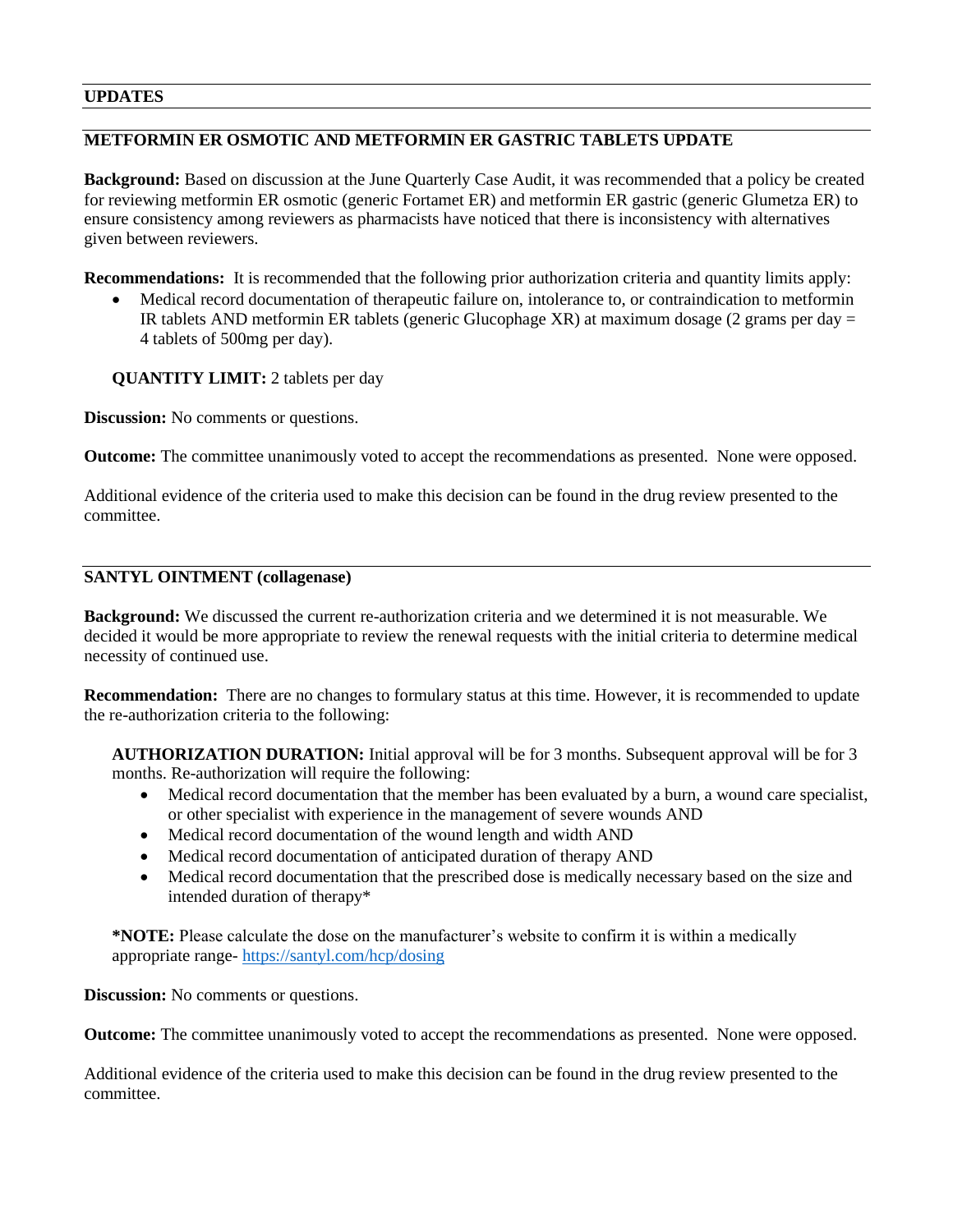## UPDATES

### METFORMIN ER OSMOTIC AND METFORMIN ER GASTRIC TABLETS UPDATE

**Background:** Based on discussion at the June Quarterly Case Audit, it was recommended that a policy be created for reviewing metformin ER osmotic (generic Fortamet ER) and metformin ER gastric (generic Glumetza ER) to ensure consistency among reviewers as pharmacists have noticed that there is inconsistency with alternatives given between reviewers.

**Recommendations:** It is recommended that the following prior authorization criteria and quantity limits apply:

- Medical record documentation of therapeutic failure on, intolerance to, or contraindication to metformin IR tablets AND metformin ER tablets (generic Glucophage XR) at maximum dosage (2 grams per day = 4 tablets of 500mg per day).

**QUANTITY LIMIT:** 2 tablets per day

**Discussion:** No comments or questions.

**Outcome:** The committee unanimously voted to accept the recommendations as presented. None were opposed.

Additional evidence of the criteria used to make this decision can be found in the drug review presented to the committee.

### SANTYL OINTMENT (collagenase)

**Background:** We discussed the current re-authorization criteria and we determined it is not measurable. We decided it would be more appropriate to review the renewal requests with the initial criteria to determine medical necessity of continued use.

**Recommendation:** There are no changes to formulary status at this time. However, it is recommended to update the re-authorization criteria to the following:

**AUTHORIZATION DURATION:** Initial approval will be for 3 months. Subsequent approval will be for 3 months. Re-authorization will require the following:

- Medical record documentation that the member has been evaluated by a burn, a wound care specialist, or other specialist with experience in the management of severe wounds AND
- Medical record documentation of the wound length and width AND
- Medical record documentation of anticipated duration of therapy AND
- Medical record documentation that the prescribed dose is medically necessary based on the size and intended duration of therapy*

***NOTE:** Please calculate the dose on the manufacturer's website to confirm it is within a medically appropriate range- https://santyl.com/hcp/dosing

**Discussion:** No comments or questions.

**Outcome:** The committee unanimously voted to accept the recommendations as presented. None were opposed.

Additional evidence of the criteria used to make this decision can be found in the drug review presented to the committee.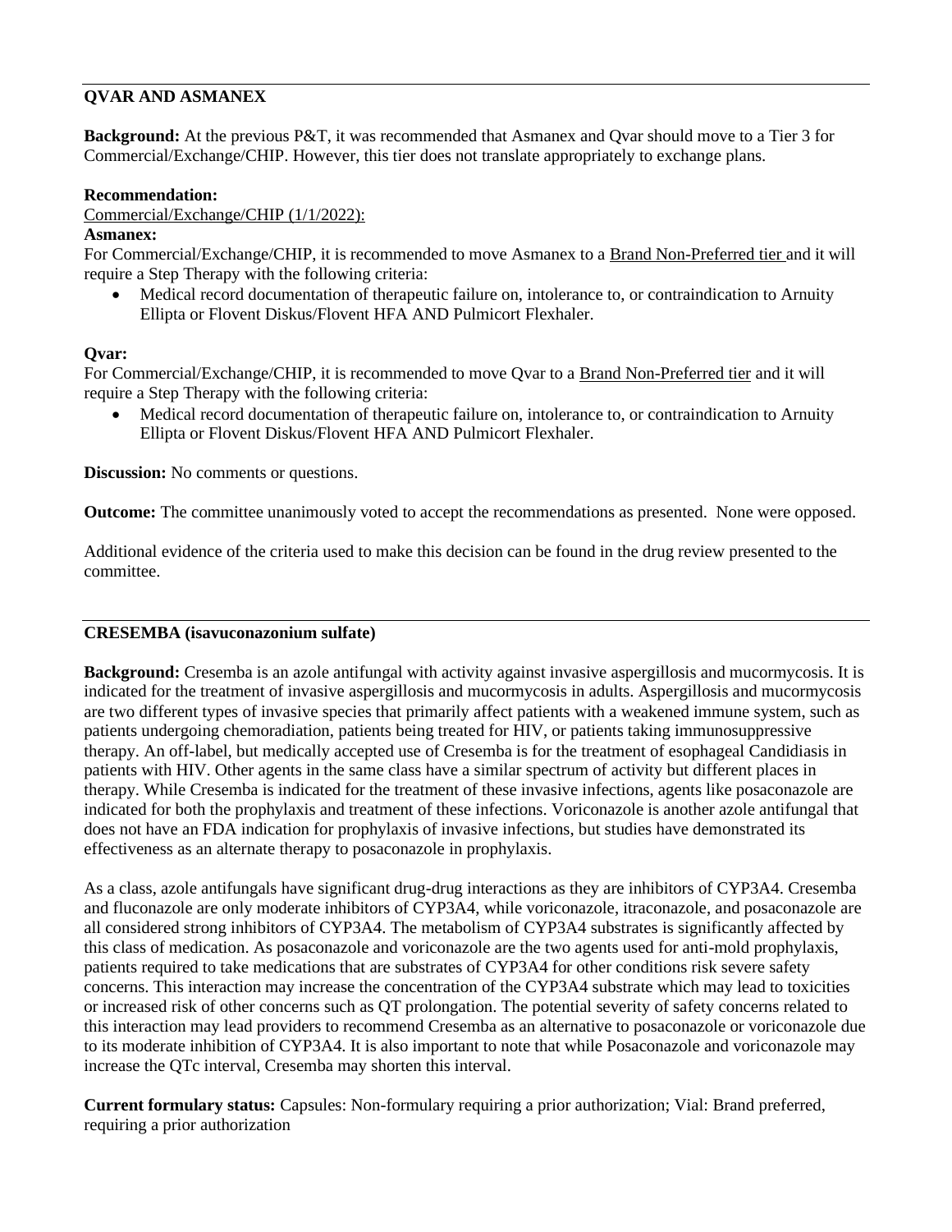## QVAR AND ASMANEX

**Background:** At the previous P&T, it was recommended that Asmanex and Qvar should move to a Tier 3 for Commercial/Exchange/CHIP. However, this tier does not translate appropriately to exchange plans.

**Recommendation:**

Commercial/Exchange/CHIP (1/1/2022):

**Asmanex:**

For Commercial/Exchange/CHIP, it is recommended to move Asmanex to a Brand Non-Preferred tier and it will require a Step Therapy with the following criteria:

- Medical record documentation of therapeutic failure on, intolerance to, or contraindication to Arnuity Ellipta or Flovent Diskus/Flovent HFA AND Pulmicort Flexhaler.

**Qvar:**

For Commercial/Exchange/CHIP, it is recommended to move Qvar to a Brand Non-Preferred tier and it will require a Step Therapy with the following criteria:

- Medical record documentation of therapeutic failure on, intolerance to, or contraindication to Arnuity Ellipta or Flovent Diskus/Flovent HFA AND Pulmicort Flexhaler.

**Discussion:** No comments or questions.

**Outcome:** The committee unanimously voted to accept the recommendations as presented. None were opposed.

Additional evidence of the criteria used to make this decision can be found in the drug review presented to the committee.

## CRESEMBA (isavuconazonium sulfate)

**Background:** Cresemba is an azole antifungal with activity against invasive aspergillosis and mucormycosis. It is indicated for the treatment of invasive aspergillosis and mucormycosis in adults. Aspergillosis and mucormycosis are two different types of invasive species that primarily affect patients with a weakened immune system, such as patients undergoing chemoradiation, patients being treated for HIV, or patients taking immunosuppressive therapy. An off-label, but medically accepted use of Cresemba is for the treatment of esophageal Candidiasis in patients with HIV. Other agents in the same class have a similar spectrum of activity but different places in therapy. While Cresemba is indicated for the treatment of these invasive infections, agents like posaconazole are indicated for both the prophylaxis and treatment of these infections. Voriconazole is another azole antifungal that does not have an FDA indication for prophylaxis of invasive infections, but studies have demonstrated its effectiveness as an alternate therapy to posaconazole in prophylaxis.

As a class, azole antifungals have significant drug-drug interactions as they are inhibitors of CYP3A4. Cresemba and fluconazole are only moderate inhibitors of CYP3A4, while voriconazole, itraconazole, and posaconazole are all considered strong inhibitors of CYP3A4. The metabolism of CYP3A4 substrates is significantly affected by this class of medication. As posaconazole and voriconazole are the two agents used for anti-mold prophylaxis, patients required to take medications that are substrates of CYP3A4 for other conditions risk severe safety concerns. This interaction may increase the concentration of the CYP3A4 substrate which may lead to toxicities or increased risk of other concerns such as QT prolongation. The potential severity of safety concerns related to this interaction may lead providers to recommend Cresemba as an alternative to posaconazole or voriconazole due to its moderate inhibition of CYP3A4. It is also important to note that while Posaconazole and voriconazole may increase the QTc interval, Cresemba may shorten this interval.

**Current formulary status:** Capsules: Non-formulary requiring a prior authorization; Vial: Brand preferred, requiring a prior authorization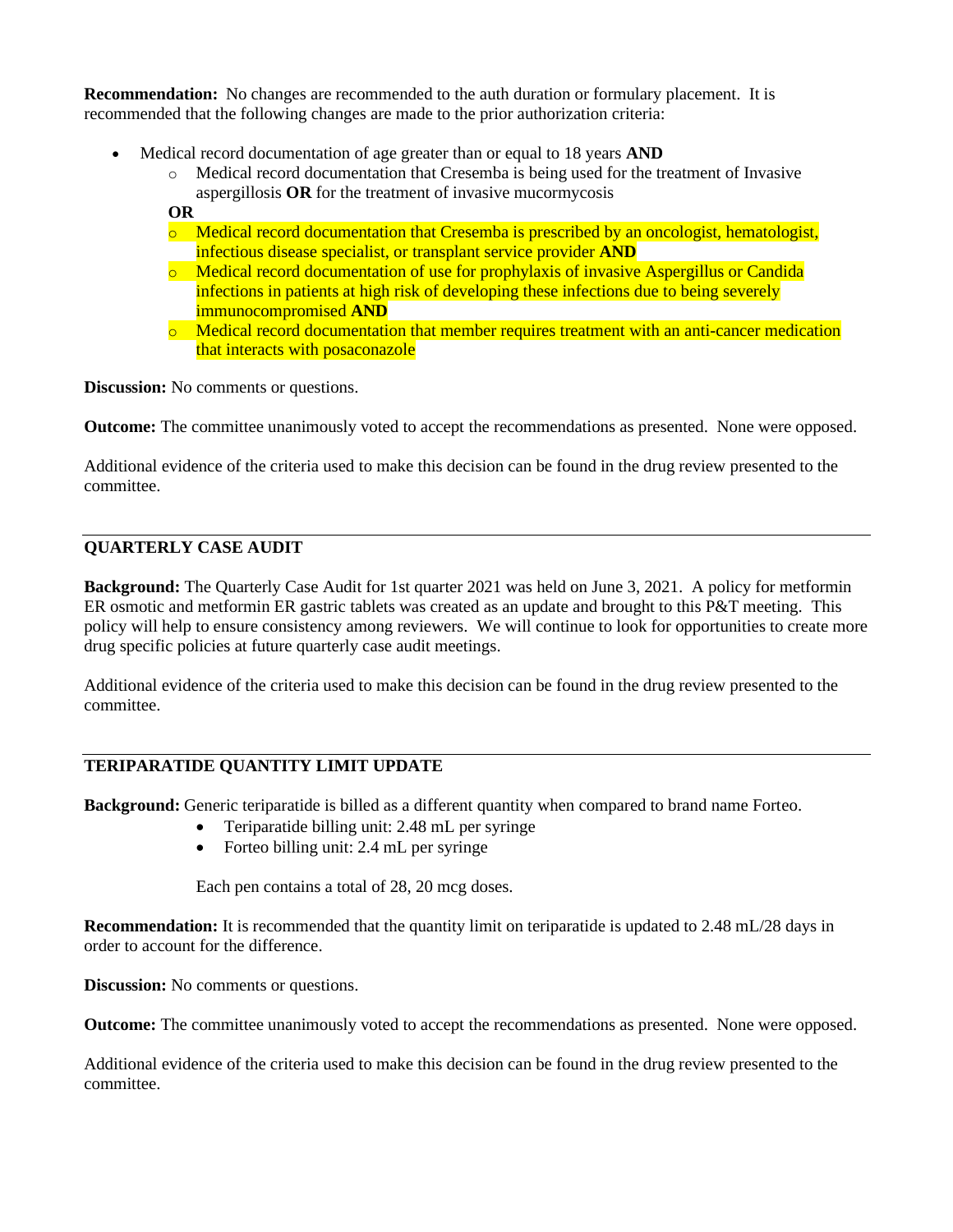**Recommendation:** No changes are recommended to the auth duration or formulary placement. It is recommended that the following changes are made to the prior authorization criteria:

- Medical record documentation of age greater than or equal to 18 years **AND**
    - Medical record documentation that Cresemba is being used for the treatment of Invasive aspergillosis **OR** for the treatment of invasive mucormycosis

    **OR**

    - Medical record documentation that Cresemba is prescribed by an oncologist, hematologist, infectious disease specialist, or transplant service provider **AND**
    - Medical record documentation of use for prophylaxis of invasive Aspergillus or Candida infections in patients at high risk of developing these infections due to being severely immunocompromised **AND**
    - Medical record documentation that member requires treatment with an anti-cancer medication that interacts with posaconazole

**Discussion:** No comments or questions.

**Outcome:** The committee unanimously voted to accept the recommendations as presented. None were opposed.

Additional evidence of the criteria used to make this decision can be found in the drug review presented to the committee.

---

## QUARTERLY CASE AUDIT

**Background:** The Quarterly Case Audit for 1st quarter 2021 was held on June 3, 2021. A policy for metformin ER osmotic and metformin ER gastric tablets was created as an update and brought to this P&T meeting. This policy will help to ensure consistency among reviewers. We will continue to look for opportunities to create more drug specific policies at future quarterly case audit meetings.

Additional evidence of the criteria used to make this decision can be found in the drug review presented to the committee.

---

## TERIPARATIDE QUANTITY LIMIT UPDATE

**Background:** Generic teriparatide is billed as a different quantity when compared to brand name Forteo.

- Teriparatide billing unit: 2.48 mL per syringe
- Forteo billing unit: 2.4 mL per syringe

Each pen contains a total of 28, 20 mcg doses.

**Recommendation:** It is recommended that the quantity limit on teriparatide is updated to 2.48 mL/28 days in order to account for the difference.

**Discussion:** No comments or questions.

**Outcome:** The committee unanimously voted to accept the recommendations as presented. None were opposed.

Additional evidence of the criteria used to make this decision can be found in the drug review presented to the committee.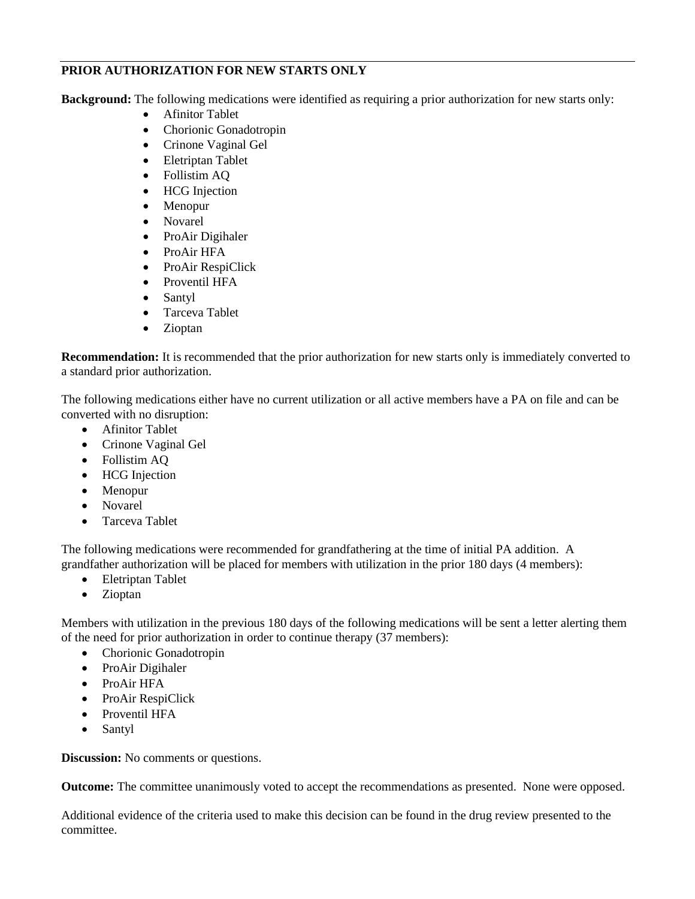**PRIOR AUTHORIZATION FOR NEW STARTS ONLY**

**Background:** The following medications were identified as requiring a prior authorization for new starts only:

- Afinitor Tablet
- Chorionic Gonadotropin
- Crinone Vaginal Gel
- Eletriptan Tablet
- Follistim AQ
- HCG Injection
- Menopur
- Novarel
- ProAir Digihaler
- ProAir HFA
- ProAir RespiClick
- Proventil HFA
- Santyl
- Tarceva Tablet
- Zioptan

**Recommendation:** It is recommended that the prior authorization for new starts only is immediately converted to a standard prior authorization.

The following medications either have no current utilization or all active members have a PA on file and can be converted with no disruption:

- Afinitor Tablet
- Crinone Vaginal Gel
- Follistim AQ
- HCG Injection
- Menopur
- Novarel
- Tarceva Tablet

The following medications were recommended for grandfathering at the time of initial PA addition. A grandfather authorization will be placed for members with utilization in the prior 180 days (4 members):

- Eletriptan Tablet
- Zioptan

Members with utilization in the previous 180 days of the following medications will be sent a letter alerting them of the need for prior authorization in order to continue therapy (37 members):

- Chorionic Gonadotropin
- ProAir Digihaler
- ProAir HFA
- ProAir RespiClick
- Proventil HFA
- Santyl

**Discussion:** No comments or questions.

**Outcome:** The committee unanimously voted to accept the recommendations as presented. None were opposed.

Additional evidence of the criteria used to make this decision can be found in the drug review presented to the committee.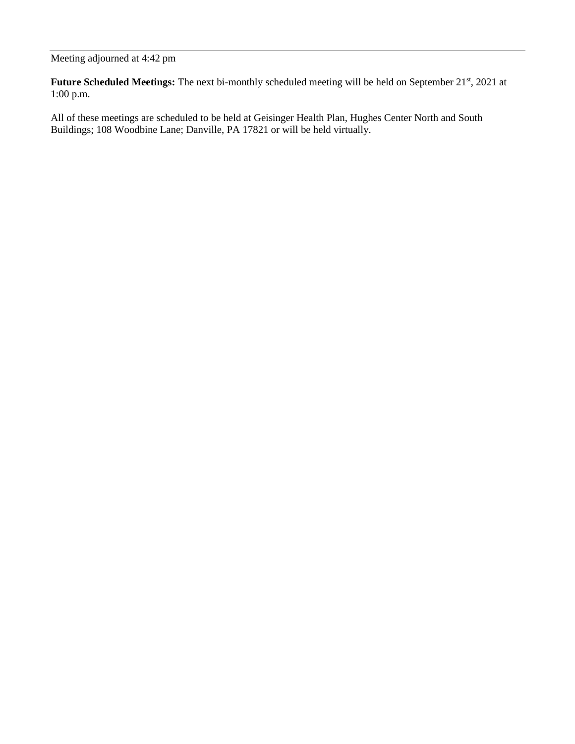Meeting adjourned at 4:42 pm

**Future Scheduled Meetings:** The next bi-monthly scheduled meeting will be held on September 21st, 2021 at 1:00 p.m.

All of these meetings are scheduled to be held at Geisinger Health Plan, Hughes Center North and South Buildings; 108 Woodbine Lane; Danville, PA 17821 or will be held virtually.